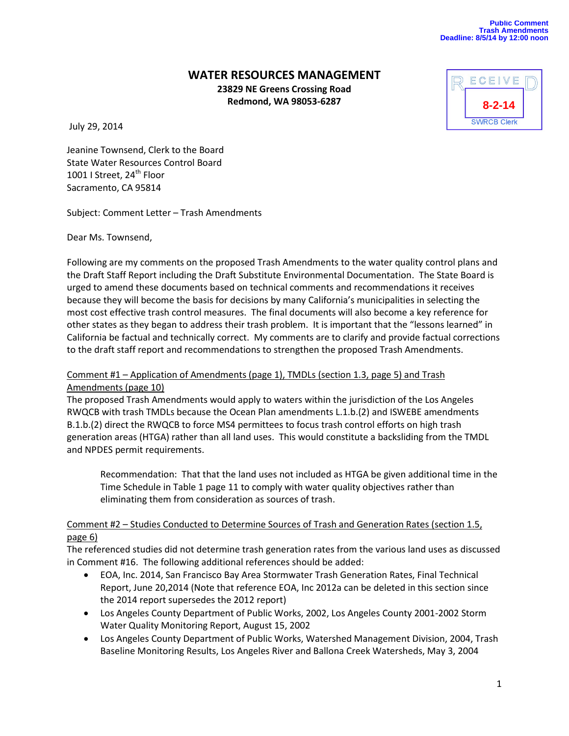Public Comment
Trash Amendments
Deadline: 8/5/14 by 12:00 noon

# WATER RESOURCES MANAGEMENT

**23829 NE Greens Crossing Road**
**Redmond, WA 98053-6287**

RECEIVED
8-2-14
SWRCB Clerk

July 29, 2014

Jeanine Townsend, Clerk to the Board
State Water Resources Control Board
1001 I Street, 24th Floor
Sacramento, CA 95814

Subject: Comment Letter – Trash Amendments

Dear Ms. Townsend,

Following are my comments on the proposed Trash Amendments to the water quality control plans and the Draft Staff Report including the Draft Substitute Environmental Documentation. The State Board is urged to amend these documents based on technical comments and recommendations it receives because they will become the basis for decisions by many California's municipalities in selecting the most cost effective trash control measures. The final documents will also become a key reference for other states as they began to address their trash problem. It is important that the "lessons learned" in California be factual and technically correct. My comments are to clarify and provide factual corrections to the draft staff report and recommendations to strengthen the proposed Trash Amendments.

<u>Comment #1 – Application of Amendments (page 1), TMDLs (section 1.3, page 5) and Trash Amendments (page 10)</u>

The proposed Trash Amendments would apply to waters within the jurisdiction of the Los Angeles RWQCB with trash TMDLs because the Ocean Plan amendments L.1.b.(2) and ISWEBE amendments B.1.b.(2) direct the RWQCB to force MS4 permittees to focus trash control efforts on high trash generation areas (HTGA) rather than all land uses. This would constitute a backsliding from the TMDL and NPDES permit requirements.

> Recommendation: That that the land uses not included as HTGA be given additional time in the Time Schedule in Table 1 page 11 to comply with water quality objectives rather than eliminating them from consideration as sources of trash.

<u>Comment #2 – Studies Conducted to Determine Sources of Trash and Generation Rates (section 1.5, page 6)</u>

The referenced studies did not determine trash generation rates from the various land uses as discussed in Comment #16. The following additional references should be added:

- EOA, Inc. 2014, San Francisco Bay Area Stormwater Trash Generation Rates, Final Technical Report, June 20,2014 (Note that reference EOA, Inc 2012a can be deleted in this section since the 2014 report supersedes the 2012 report)
- Los Angeles County Department of Public Works, 2002, Los Angeles County 2001-2002 Storm Water Quality Monitoring Report, August 15, 2002
- Los Angeles County Department of Public Works, Watershed Management Division, 2004, Trash Baseline Monitoring Results, Los Angeles River and Ballona Creek Watersheds, May 3, 2004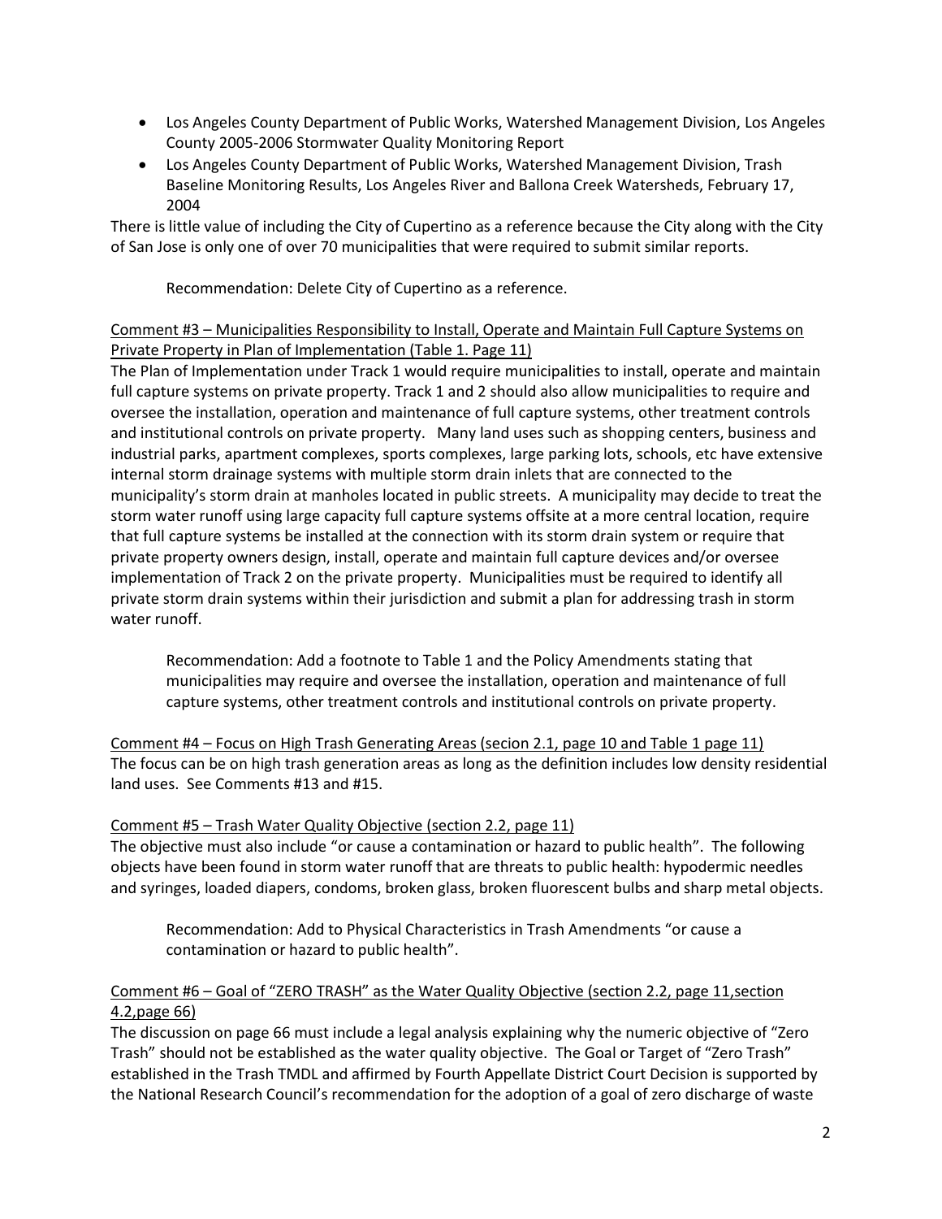- Los Angeles County Department of Public Works, Watershed Management Division, Los Angeles County 2005-2006 Stormwater Quality Monitoring Report
- Los Angeles County Department of Public Works, Watershed Management Division, Trash Baseline Monitoring Results, Los Angeles River and Ballona Creek Watersheds, February 17, 2004

There is little value of including the City of Cupertino as a reference because the City along with the City of San Jose is only one of over 70 municipalities that were required to submit similar reports.

> Recommendation: Delete City of Cupertino as a reference.

<u>Comment #3 – Municipalities Responsibility to Install, Operate and Maintain Full Capture Systems on Private Property in Plan of Implementation (Table 1. Page 11)</u>

The Plan of Implementation under Track 1 would require municipalities to install, operate and maintain full capture systems on private property. Track 1 and 2 should also allow municipalities to require and oversee the installation, operation and maintenance of full capture systems, other treatment controls and institutional controls on private property. Many land uses such as shopping centers, business and industrial parks, apartment complexes, sports complexes, large parking lots, schools, etc have extensive internal storm drainage systems with multiple storm drain inlets that are connected to the municipality's storm drain at manholes located in public streets. A municipality may decide to treat the storm water runoff using large capacity full capture systems offsite at a more central location, require that full capture systems be installed at the connection with its storm drain system or require that private property owners design, install, operate and maintain full capture devices and/or oversee implementation of Track 2 on the private property. Municipalities must be required to identify all private storm drain systems within their jurisdiction and submit a plan for addressing trash in storm water runoff.

> Recommendation: Add a footnote to Table 1 and the Policy Amendments stating that municipalities may require and oversee the installation, operation and maintenance of full capture systems, other treatment controls and institutional controls on private property.

<u>Comment #4 – Focus on High Trash Generating Areas (secion 2.1, page 10 and Table 1 page 11)</u>

The focus can be on high trash generation areas as long as the definition includes low density residential land uses. See Comments #13 and #15.

<u>Comment #5 – Trash Water Quality Objective (section 2.2, page 11)</u>

The objective must also include "or cause a contamination or hazard to public health". The following objects have been found in storm water runoff that are threats to public health: hypodermic needles and syringes, loaded diapers, condoms, broken glass, broken fluorescent bulbs and sharp metal objects.

> Recommendation: Add to Physical Characteristics in Trash Amendments "or cause a contamination or hazard to public health".

<u>Comment #6 – Goal of "ZERO TRASH" as the Water Quality Objective (section 2.2, page 11,section 4.2,page 66)</u>

The discussion on page 66 must include a legal analysis explaining why the numeric objective of "Zero Trash" should not be established as the water quality objective. The Goal or Target of "Zero Trash" established in the Trash TMDL and affirmed by Fourth Appellate District Court Decision is supported by the National Research Council's recommendation for the adoption of a goal of zero discharge of waste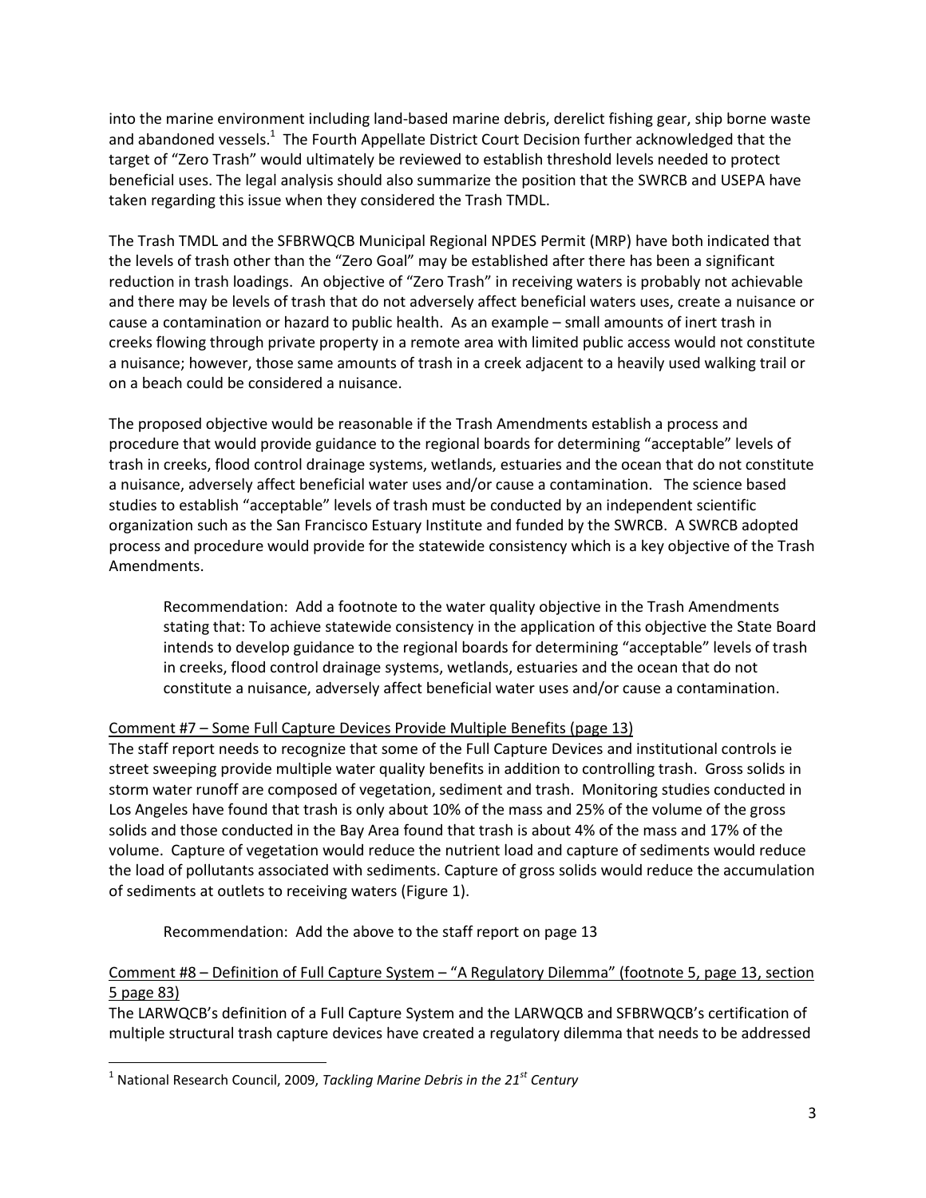into the marine environment including land-based marine debris, derelict fishing gear, ship borne waste and abandoned vessels.[1] The Fourth Appellate District Court Decision further acknowledged that the target of "Zero Trash" would ultimately be reviewed to establish threshold levels needed to protect beneficial uses. The legal analysis should also summarize the position that the SWRCB and USEPA have taken regarding this issue when they considered the Trash TMDL.

The Trash TMDL and the SFBRWQCB Municipal Regional NPDES Permit (MRP) have both indicated that the levels of trash other than the "Zero Goal" may be established after there has been a significant reduction in trash loadings. An objective of "Zero Trash" in receiving waters is probably not achievable and there may be levels of trash that do not adversely affect beneficial waters uses, create a nuisance or cause a contamination or hazard to public health. As an example – small amounts of inert trash in creeks flowing through private property in a remote area with limited public access would not constitute a nuisance; however, those same amounts of trash in a creek adjacent to a heavily used walking trail or on a beach could be considered a nuisance.

The proposed objective would be reasonable if the Trash Amendments establish a process and procedure that would provide guidance to the regional boards for determining "acceptable" levels of trash in creeks, flood control drainage systems, wetlands, estuaries and the ocean that do not constitute a nuisance, adversely affect beneficial water uses and/or cause a contamination. The science based studies to establish "acceptable" levels of trash must be conducted by an independent scientific organization such as the San Francisco Estuary Institute and funded by the SWRCB. A SWRCB adopted process and procedure would provide for the statewide consistency which is a key objective of the Trash Amendments.

> Recommendation: Add a footnote to the water quality objective in the Trash Amendments stating that: To achieve statewide consistency in the application of this objective the State Board intends to develop guidance to the regional boards for determining "acceptable" levels of trash in creeks, flood control drainage systems, wetlands, estuaries and the ocean that do not constitute a nuisance, adversely affect beneficial water uses and/or cause a contamination.

<u>Comment #7 – Some Full Capture Devices Provide Multiple Benefits (page 13)</u>

The staff report needs to recognize that some of the Full Capture Devices and institutional controls ie street sweeping provide multiple water quality benefits in addition to controlling trash. Gross solids in storm water runoff are composed of vegetation, sediment and trash. Monitoring studies conducted in Los Angeles have found that trash is only about 10% of the mass and 25% of the volume of the gross solids and those conducted in the Bay Area found that trash is about 4% of the mass and 17% of the volume. Capture of vegetation would reduce the nutrient load and capture of sediments would reduce the load of pollutants associated with sediments. Capture of gross solids would reduce the accumulation of sediments at outlets to receiving waters (Figure 1).

> Recommendation: Add the above to the staff report on page 13

<u>Comment #8 – Definition of Full Capture System – "A Regulatory Dilemma" (footnote 5, page 13, section 5 page 83)</u>

The LARWQCB's definition of a Full Capture System and the LARWQCB and SFBRWQCB's certification of multiple structural trash capture devices have created a regulatory dilemma that needs to be addressed

---

[1] National Research Council, 2009, *Tackling Marine Debris in the 21st Century*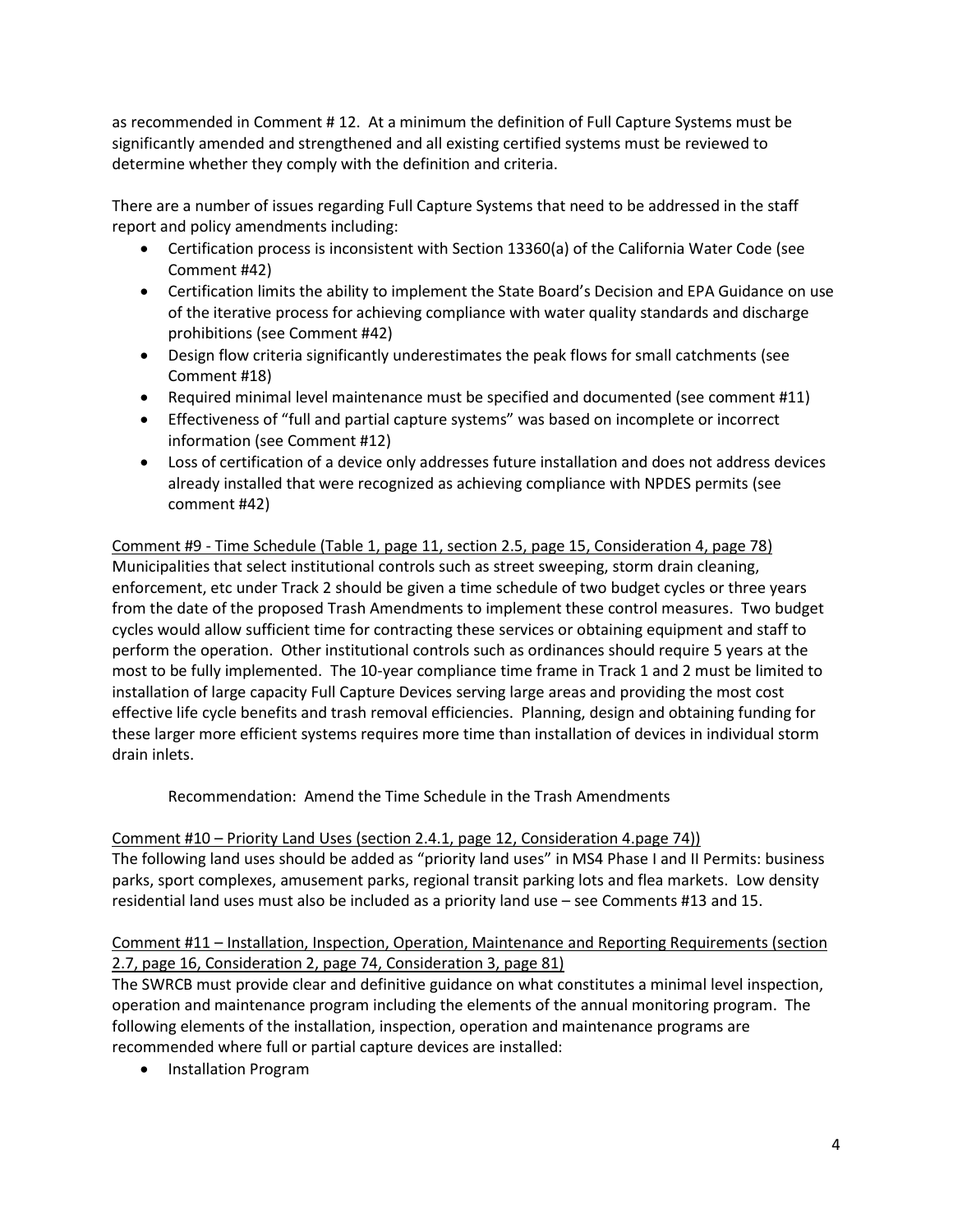as recommended in Comment # 12. At a minimum the definition of Full Capture Systems must be significantly amended and strengthened and all existing certified systems must be reviewed to determine whether they comply with the definition and criteria.

There are a number of issues regarding Full Capture Systems that need to be addressed in the staff report and policy amendments including:

- Certification process is inconsistent with Section 13360(a) of the California Water Code (see Comment #42)
- Certification limits the ability to implement the State Board's Decision and EPA Guidance on use of the iterative process for achieving compliance with water quality standards and discharge prohibitions (see Comment #42)
- Design flow criteria significantly underestimates the peak flows for small catchments (see Comment #18)
- Required minimal level maintenance must be specified and documented (see comment #11)
- Effectiveness of "full and partial capture systems" was based on incomplete or incorrect information (see Comment #12)
- Loss of certification of a device only addresses future installation and does not address devices already installed that were recognized as achieving compliance with NPDES permits (see comment #42)

<u>Comment #9 - Time Schedule (Table 1, page 11, section 2.5, page 15, Consideration 4, page 78)</u>
Municipalities that select institutional controls such as street sweeping, storm drain cleaning, enforcement, etc under Track 2 should be given a time schedule of two budget cycles or three years from the date of the proposed Trash Amendments to implement these control measures. Two budget cycles would allow sufficient time for contracting these services or obtaining equipment and staff to perform the operation. Other institutional controls such as ordinances should require 5 years at the most to be fully implemented. The 10-year compliance time frame in Track 1 and 2 must be limited to installation of large capacity Full Capture Devices serving large areas and providing the most cost effective life cycle benefits and trash removal efficiencies. Planning, design and obtaining funding for these larger more efficient systems requires more time than installation of devices in individual storm drain inlets.

Recommendation: Amend the Time Schedule in the Trash Amendments

<u>Comment #10 – Priority Land Uses (section 2.4.1, page 12, Consideration 4.page 74))</u>
The following land uses should be added as "priority land uses" in MS4 Phase I and II Permits: business parks, sport complexes, amusement parks, regional transit parking lots and flea markets. Low density residential land uses must also be included as a priority land use – see Comments #13 and 15.

<u>Comment #11 – Installation, Inspection, Operation, Maintenance and Reporting Requirements (section 2.7, page 16, Consideration 2, page 74, Consideration 3, page 81)</u>
The SWRCB must provide clear and definitive guidance on what constitutes a minimal level inspection, operation and maintenance program including the elements of the annual monitoring program. The following elements of the installation, inspection, operation and maintenance programs are recommended where full or partial capture devices are installed:

- Installation Program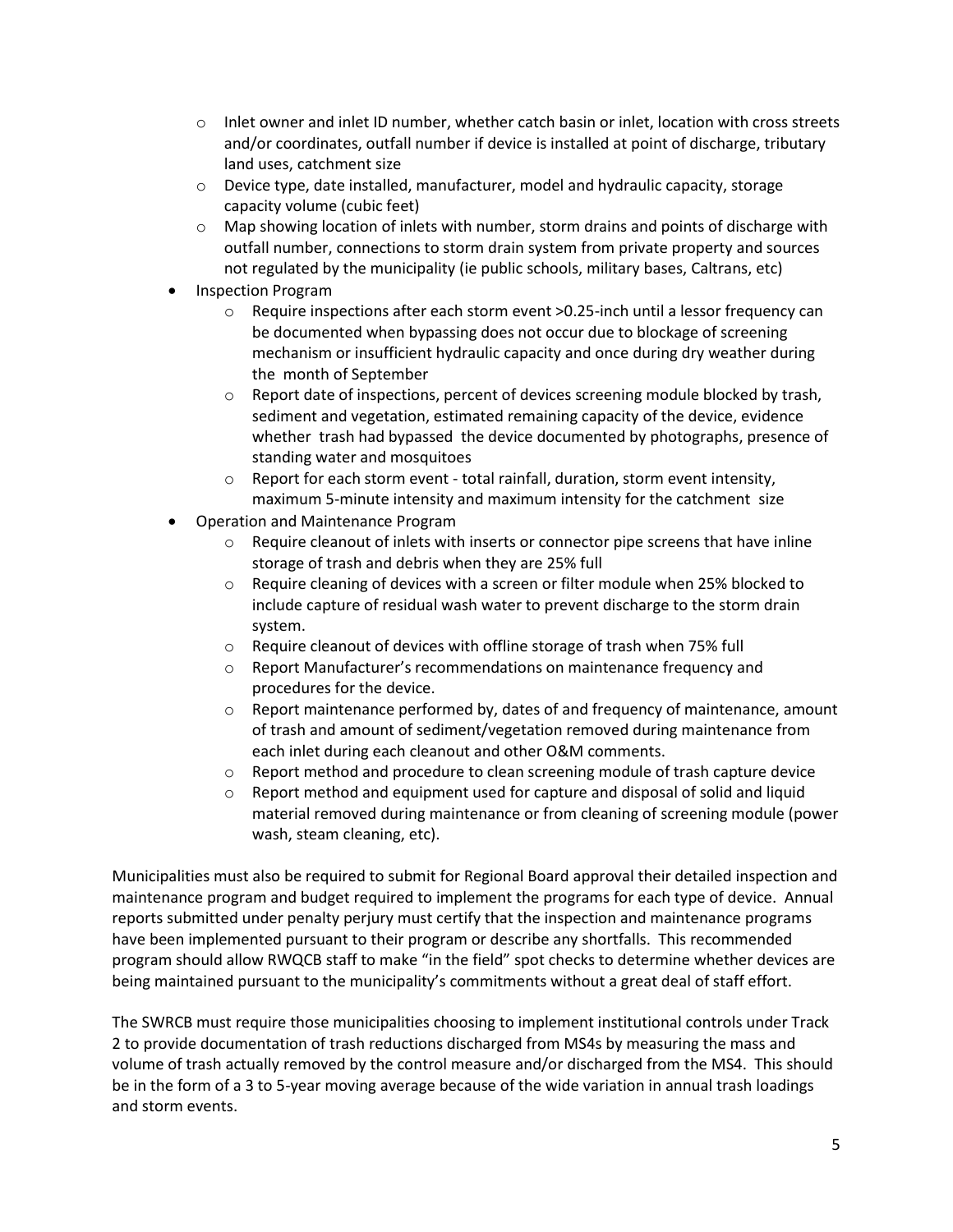- Inlet owner and inlet ID number, whether catch basin or inlet, location with cross streets and/or coordinates, outfall number if device is installed at point of discharge, tributary land uses, catchment size
  - Device type, date installed, manufacturer, model and hydraulic capacity, storage capacity volume (cubic feet)
  - Map showing location of inlets with number, storm drains and points of discharge with outfall number, connections to storm drain system from private property and sources not regulated by the municipality (ie public schools, military bases, Caltrans, etc)
- Inspection Program
  - Require inspections after each storm event >0.25-inch until a lessor frequency can be documented when bypassing does not occur due to blockage of screening mechanism or insufficient hydraulic capacity and once during dry weather during the month of September
  - Report date of inspections, percent of devices screening module blocked by trash, sediment and vegetation, estimated remaining capacity of the device, evidence whether trash had bypassed the device documented by photographs, presence of standing water and mosquitoes
  - Report for each storm event - total rainfall, duration, storm event intensity, maximum 5-minute intensity and maximum intensity for the catchment size
- Operation and Maintenance Program
  - Require cleanout of inlets with inserts or connector pipe screens that have inline storage of trash and debris when they are 25% full
  - Require cleaning of devices with a screen or filter module when 25% blocked to include capture of residual wash water to prevent discharge to the storm drain system.
  - Require cleanout of devices with offline storage of trash when 75% full
  - Report Manufacturer's recommendations on maintenance frequency and procedures for the device.
  - Report maintenance performed by, dates of and frequency of maintenance, amount of trash and amount of sediment/vegetation removed during maintenance from each inlet during each cleanout and other O&M comments.
  - Report method and procedure to clean screening module of trash capture device
  - Report method and equipment used for capture and disposal of solid and liquid material removed during maintenance or from cleaning of screening module (power wash, steam cleaning, etc).

Municipalities must also be required to submit for Regional Board approval their detailed inspection and maintenance program and budget required to implement the programs for each type of device. Annual reports submitted under penalty perjury must certify that the inspection and maintenance programs have been implemented pursuant to their program or describe any shortfalls. This recommended program should allow RWQCB staff to make "in the field" spot checks to determine whether devices are being maintained pursuant to the municipality's commitments without a great deal of staff effort.

The SWRCB must require those municipalities choosing to implement institutional controls under Track 2 to provide documentation of trash reductions discharged from MS4s by measuring the mass and volume of trash actually removed by the control measure and/or discharged from the MS4. This should be in the form of a 3 to 5-year moving average because of the wide variation in annual trash loadings and storm events.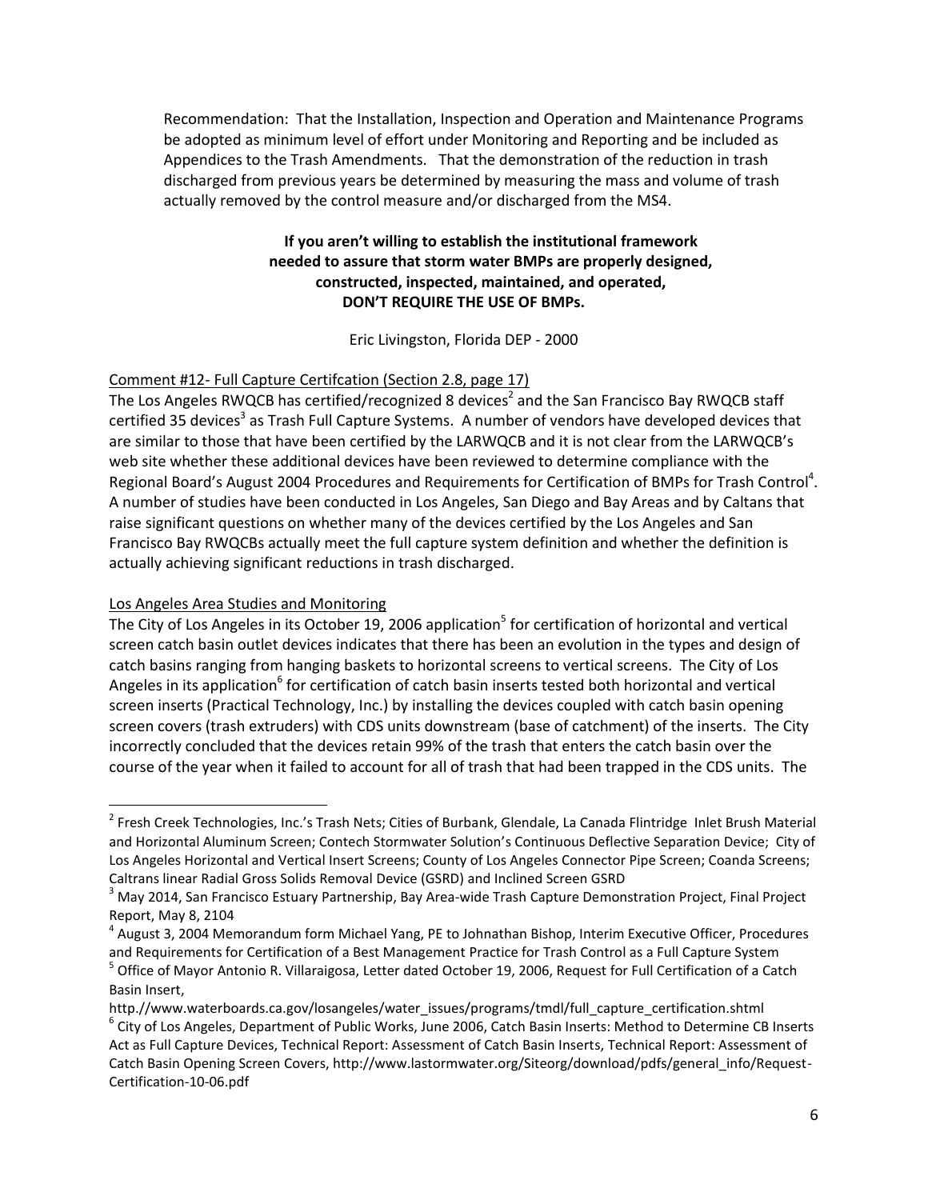Recommendation: That the Installation, Inspection and Operation and Maintenance Programs be adopted as minimum level of effort under Monitoring and Reporting and be included as Appendices to the Trash Amendments. That the demonstration of the reduction in trash discharged from previous years be determined by measuring the mass and volume of trash actually removed by the control measure and/or discharged from the MS4.

**If you aren't willing to establish the institutional framework needed to assure that storm water BMPs are properly designed, constructed, inspected, maintained, and operated, DON'T REQUIRE THE USE OF BMPs.**

Eric Livingston, Florida DEP - 2000

Comment #12- Full Capture Certifcation (Section 2.8, page 17)

The Los Angeles RWQCB has certified/recognized 8 devices[2] and the San Francisco Bay RWQCB staff certified 35 devices[3] as Trash Full Capture Systems. A number of vendors have developed devices that are similar to those that have been certified by the LARWQCB and it is not clear from the LARWQCB's web site whether these additional devices have been reviewed to determine compliance with the Regional Board's August 2004 Procedures and Requirements for Certification of BMPs for Trash Control[4]. A number of studies have been conducted in Los Angeles, San Diego and Bay Areas and by Caltans that raise significant questions on whether many of the devices certified by the Los Angeles and San Francisco Bay RWQCBs actually meet the full capture system definition and whether the definition is actually achieving significant reductions in trash discharged.

Los Angeles Area Studies and Monitoring

The City of Los Angeles in its October 19, 2006 application[5] for certification of horizontal and vertical screen catch basin outlet devices indicates that there has been an evolution in the types and design of catch basins ranging from hanging baskets to horizontal screens to vertical screens. The City of Los Angeles in its application[6] for certification of catch basin inserts tested both horizontal and vertical screen inserts (Practical Technology, Inc.) by installing the devices coupled with catch basin opening screen covers (trash extruders) with CDS units downstream (base of catchment) of the inserts. The City incorrectly concluded that the devices retain 99% of the trash that enters the catch basin over the course of the year when it failed to account for all of trash that had been trapped in the CDS units. The

[2] Fresh Creek Technologies, Inc.'s Trash Nets; Cities of Burbank, Glendale, La Canada Flintridge Inlet Brush Material and Horizontal Aluminum Screen; Contech Stormwater Solution's Continuous Deflective Separation Device; City of Los Angeles Horizontal and Vertical Insert Screens; County of Los Angeles Connector Pipe Screen; Coanda Screens; Caltrans linear Radial Gross Solids Removal Device (GSRD) and Inclined Screen GSRD

[3] May 2014, San Francisco Estuary Partnership, Bay Area-wide Trash Capture Demonstration Project, Final Project Report, May 8, 2104

[4] August 3, 2004 Memorandum form Michael Yang, PE to Johnathan Bishop, Interim Executive Officer, Procedures and Requirements for Certification of a Best Management Practice for Trash Control as a Full Capture System

[5] Office of Mayor Antonio R. Villaraigosa, Letter dated October 19, 2006, Request for Full Certification of a Catch Basin Insert, http://www.waterboards.ca.gov/losangeles/water_issues/programs/tmdl/full_capture_certification.shtml

[6] City of Los Angeles, Department of Public Works, June 2006, Catch Basin Inserts: Method to Determine CB Inserts Act as Full Capture Devices, Technical Report: Assessment of Catch Basin Inserts, Technical Report: Assessment of Catch Basin Opening Screen Covers, http://www.lastormwater.org/Siteorg/download/pdfs/general_info/Request-Certification-10-06.pdf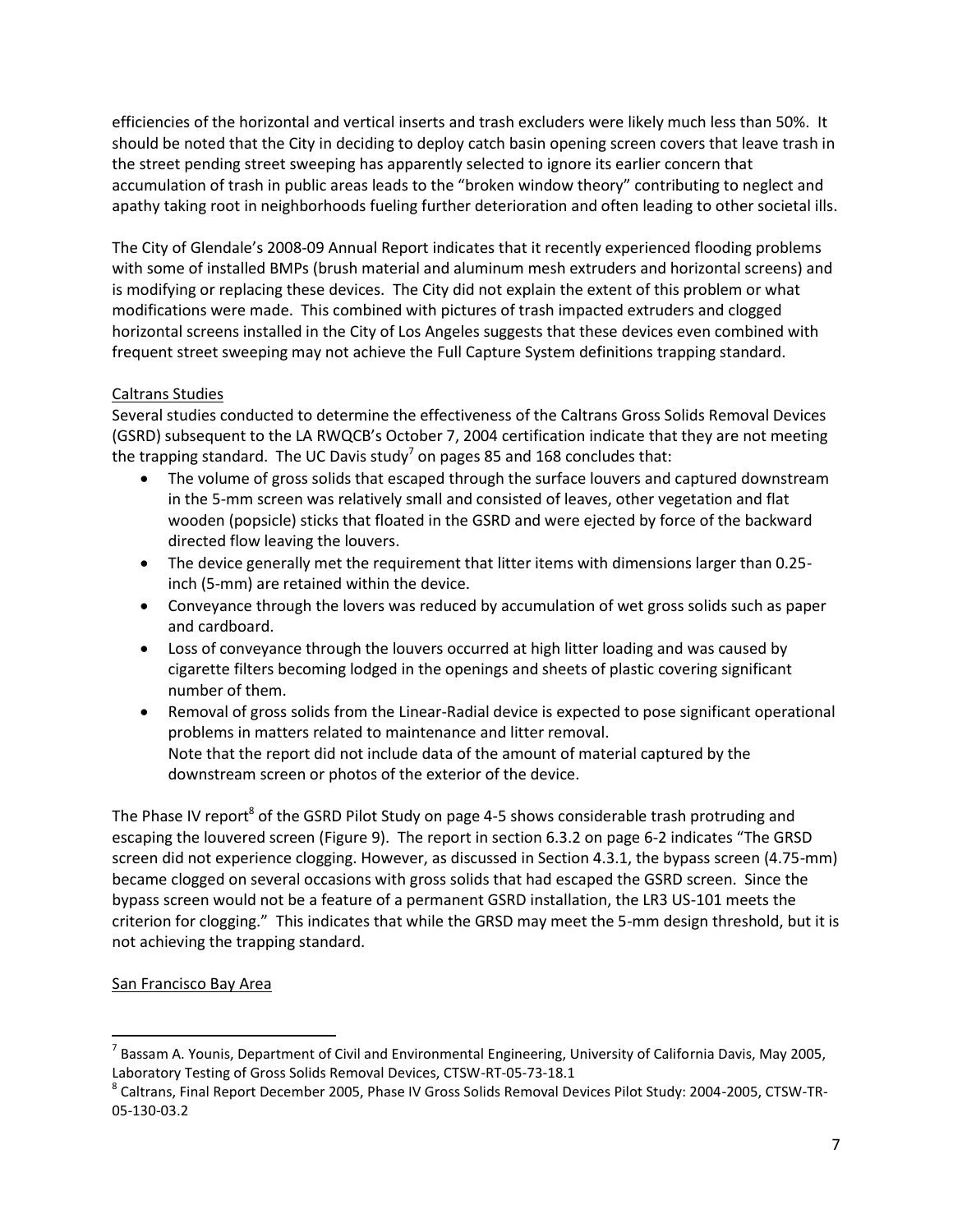efficiencies of the horizontal and vertical inserts and trash excluders were likely much less than 50%. It should be noted that the City in deciding to deploy catch basin opening screen covers that leave trash in the street pending street sweeping has apparently selected to ignore its earlier concern that accumulation of trash in public areas leads to the "broken window theory" contributing to neglect and apathy taking root in neighborhoods fueling further deterioration and often leading to other societal ills.

The City of Glendale's 2008-09 Annual Report indicates that it recently experienced flooding problems with some of installed BMPs (brush material and aluminum mesh extruders and horizontal screens) and is modifying or replacing these devices. The City did not explain the extent of this problem or what modifications were made. This combined with pictures of trash impacted extruders and clogged horizontal screens installed in the City of Los Angeles suggests that these devices even combined with frequent street sweeping may not achieve the Full Capture System definitions trapping standard.

Caltrans Studies

Several studies conducted to determine the effectiveness of the Caltrans Gross Solids Removal Devices (GSRD) subsequent to the LA RWQCB's October 7, 2004 certification indicate that they are not meeting the trapping standard. The UC Davis study[7] on pages 85 and 168 concludes that:

- The volume of gross solids that escaped through the surface louvers and captured downstream in the 5-mm screen was relatively small and consisted of leaves, other vegetation and flat wooden (popsicle) sticks that floated in the GSRD and were ejected by force of the backward directed flow leaving the louvers.
- The device generally met the requirement that litter items with dimensions larger than 0.25-inch (5-mm) are retained within the device.
- Conveyance through the lovers was reduced by accumulation of wet gross solids such as paper and cardboard.
- Loss of conveyance through the louvers occurred at high litter loading and was caused by cigarette filters becoming lodged in the openings and sheets of plastic covering significant number of them.
- Removal of gross solids from the Linear-Radial device is expected to pose significant operational problems in matters related to maintenance and litter removal.
  Note that the report did not include data of the amount of material captured by the downstream screen or photos of the exterior of the device.

The Phase IV report[8] of the GSRD Pilot Study on page 4-5 shows considerable trash protruding and escaping the louvered screen (Figure 9). The report in section 6.3.2 on page 6-2 indicates "The GRSD screen did not experience clogging. However, as discussed in Section 4.3.1, the bypass screen (4.75-mm) became clogged on several occasions with gross solids that had escaped the GSRD screen. Since the bypass screen would not be a feature of a permanent GSRD installation, the LR3 US-101 meets the criterion for clogging." This indicates that while the GRSD may meet the 5-mm design threshold, but it is not achieving the trapping standard.

San Francisco Bay Area

[7] Bassam A. Younis, Department of Civil and Environmental Engineering, University of California Davis, May 2005, Laboratory Testing of Gross Solids Removal Devices, CTSW-RT-05-73-18.1

[8] Caltrans, Final Report December 2005, Phase IV Gross Solids Removal Devices Pilot Study: 2004-2005, CTSW-TR-05-130-03.2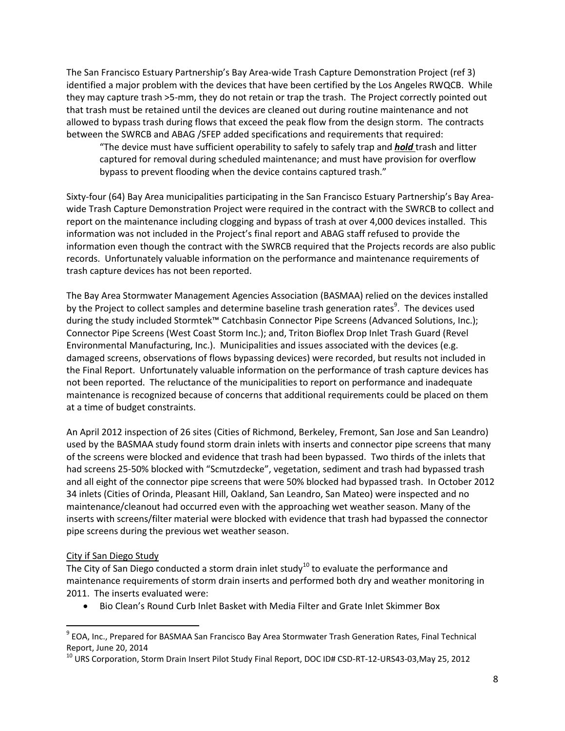The San Francisco Estuary Partnership's Bay Area-wide Trash Capture Demonstration Project (ref 3) identified a major problem with the devices that have been certified by the Los Angeles RWQCB. While they may capture trash >5-mm, they do not retain or trap the trash. The Project correctly pointed out that trash must be retained until the devices are cleaned out during routine maintenance and not allowed to bypass trash during flows that exceed the peak flow from the design storm. The contracts between the SWRCB and ABAG /SFEP added specifications and requirements that required:

> "The device must have sufficient operability to safely to safely trap and ***hold*** trash and litter captured for removal during scheduled maintenance; and must have provision for overflow bypass to prevent flooding when the device contains captured trash."

Sixty-four (64) Bay Area municipalities participating in the San Francisco Estuary Partnership's Bay Area-wide Trash Capture Demonstration Project were required in the contract with the SWRCB to collect and report on the maintenance including clogging and bypass of trash at over 4,000 devices installed. This information was not included in the Project's final report and ABAG staff refused to provide the information even though the contract with the SWRCB required that the Projects records are also public records. Unfortunately valuable information on the performance and maintenance requirements of trash capture devices has not been reported.

The Bay Area Stormwater Management Agencies Association (BASMAA) relied on the devices installed by the Project to collect samples and determine baseline trash generation rates[9]. The devices used during the study included Stormtek™ Catchbasin Connector Pipe Screens (Advanced Solutions, Inc.); Connector Pipe Screens (West Coast Storm Inc.); and, Triton Bioflex Drop Inlet Trash Guard (Revel Environmental Manufacturing, Inc.). Municipalities and issues associated with the devices (e.g. damaged screens, observations of flows bypassing devices) were recorded, but results not included in the Final Report. Unfortunately valuable information on the performance of trash capture devices has not been reported. The reluctance of the municipalities to report on performance and inadequate maintenance is recognized because of concerns that additional requirements could be placed on them at a time of budget constraints.

An April 2012 inspection of 26 sites (Cities of Richmond, Berkeley, Fremont, San Jose and San Leandro) used by the BASMAA study found storm drain inlets with inserts and connector pipe screens that many of the screens were blocked and evidence that trash had been bypassed. Two thirds of the inlets that had screens 25-50% blocked with "Scmutzdecke", vegetation, sediment and trash had bypassed trash and all eight of the connector pipe screens that were 50% blocked had bypassed trash. In October 2012 34 inlets (Cities of Orinda, Pleasant Hill, Oakland, San Leandro, San Mateo) were inspected and no maintenance/cleanout had occurred even with the approaching wet weather season. Many of the inserts with screens/filter material were blocked with evidence that trash had bypassed the connector pipe screens during the previous wet weather season.

<u>City if San Diego Study</u>

The City of San Diego conducted a storm drain inlet study[10] to evaluate the performance and maintenance requirements of storm drain inserts and performed both dry and weather monitoring in 2011. The inserts evaluated were:

- Bio Clean's Round Curb Inlet Basket with Media Filter and Grate Inlet Skimmer Box

---

[9] EOA, Inc., Prepared for BASMAA San Francisco Bay Area Stormwater Trash Generation Rates, Final Technical Report, June 20, 2014

[10] URS Corporation, Storm Drain Insert Pilot Study Final Report, DOC ID# CSD-RT-12-URS43-03,May 25, 2012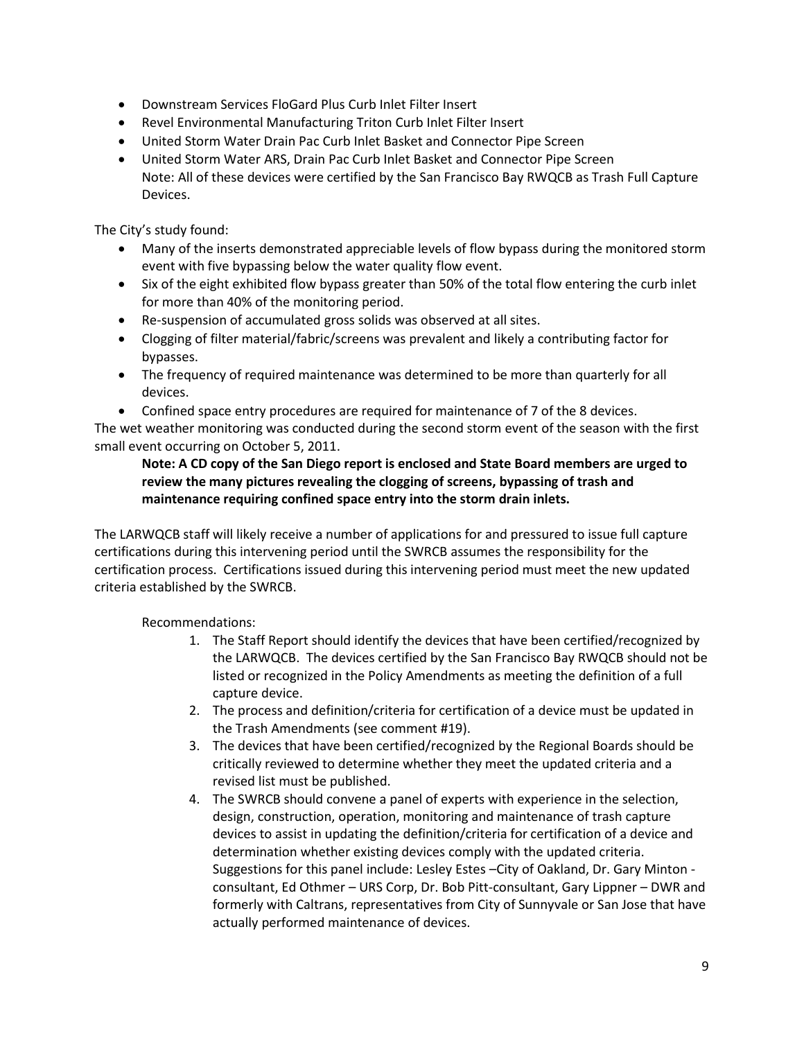- Downstream Services FloGard Plus Curb Inlet Filter Insert
- Revel Environmental Manufacturing Triton Curb Inlet Filter Insert
- United Storm Water Drain Pac Curb Inlet Basket and Connector Pipe Screen
- United Storm Water ARS, Drain Pac Curb Inlet Basket and Connector Pipe Screen
  Note: All of these devices were certified by the San Francisco Bay RWQCB as Trash Full Capture Devices.

The City's study found:

- Many of the inserts demonstrated appreciable levels of flow bypass during the monitored storm event with five bypassing below the water quality flow event.
- Six of the eight exhibited flow bypass greater than 50% of the total flow entering the curb inlet for more than 40% of the monitoring period.
- Re-suspension of accumulated gross solids was observed at all sites.
- Clogging of filter material/fabric/screens was prevalent and likely a contributing factor for bypasses.
- The frequency of required maintenance was determined to be more than quarterly for all devices.
- Confined space entry procedures are required for maintenance of 7 of the 8 devices.

The wet weather monitoring was conducted during the second storm event of the season with the first small event occurring on October 5, 2011.

> **Note: A CD copy of the San Diego report is enclosed and State Board members are urged to review the many pictures revealing the clogging of screens, bypassing of trash and maintenance requiring confined space entry into the storm drain inlets.**

The LARWQCB staff will likely receive a number of applications for and pressured to issue full capture certifications during this intervening period until the SWRCB assumes the responsibility for the certification process. Certifications issued during this intervening period must meet the new updated criteria established by the SWRCB.

Recommendations:

1. The Staff Report should identify the devices that have been certified/recognized by the LARWQCB. The devices certified by the San Francisco Bay RWQCB should not be listed or recognized in the Policy Amendments as meeting the definition of a full capture device.
2. The process and definition/criteria for certification of a device must be updated in the Trash Amendments (see comment #19).
3. The devices that have been certified/recognized by the Regional Boards should be critically reviewed to determine whether they meet the updated criteria and a revised list must be published.
4. The SWRCB should convene a panel of experts with experience in the selection, design, construction, operation, monitoring and maintenance of trash capture devices to assist in updating the definition/criteria for certification of a device and determination whether existing devices comply with the updated criteria. Suggestions for this panel include: Lesley Estes –City of Oakland, Dr. Gary Minton - consultant, Ed Othmer – URS Corp, Dr. Bob Pitt-consultant, Gary Lippner – DWR and formerly with Caltrans, representatives from City of Sunnyvale or San Jose that have actually performed maintenance of devices.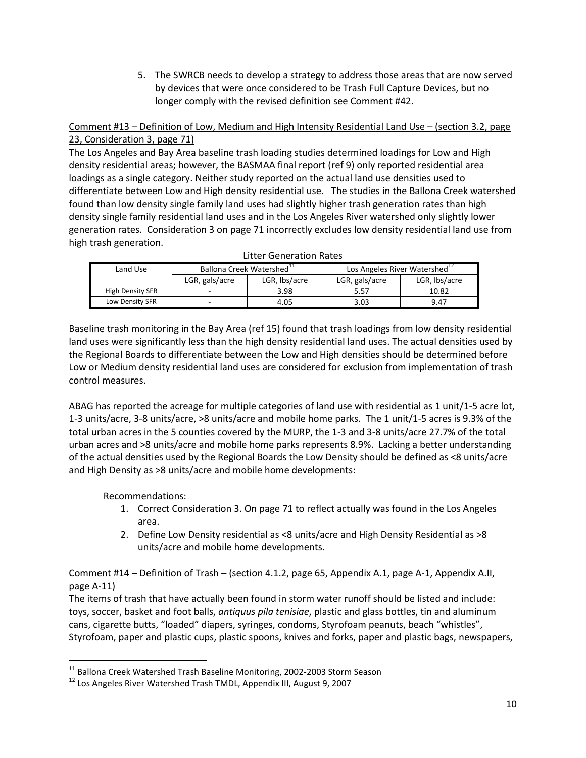5. The SWRCB needs to develop a strategy to address those areas that are now served by devices that were once considered to be Trash Full Capture Devices, but no longer comply with the revised definition see Comment #42.

<u>Comment #13 – Definition of Low, Medium and High Intensity Residential Land Use – (section 3.2, page 23, Consideration 3, page 71)</u>

The Los Angeles and Bay Area baseline trash loading studies determined loadings for Low and High density residential areas; however, the BASMAA final report (ref 9) only reported residential area loadings as a single category. Neither study reported on the actual land use densities used to differentiate between Low and High density residential use. The studies in the Ballona Creek watershed found than low density single family land uses had slightly higher trash generation rates than high density single family residential land uses and in the Los Angeles River watershed only slightly lower generation rates. Consideration 3 on page 71 incorrectly excludes low density residential land use from high trash generation.

Litter Generation Rates

| Land Use | Ballona Creek Watershed[11] | | Los Angeles River Watershed[12] | |
|---|---|---|---|---|
| | LGR, gals/acre | LGR, lbs/acre | LGR, gals/acre | LGR, lbs/acre |
| High Density SFR | - | 3.98 | 5.57 | 10.82 |
| Low Density SFR | - | 4.05 | 3.03 | 9.47 |

Baseline trash monitoring in the Bay Area (ref 15) found that trash loadings from low density residential land uses were significantly less than the high density residential land uses. The actual densities used by the Regional Boards to differentiate between the Low and High densities should be determined before Low or Medium density residential land uses are considered for exclusion from implementation of trash control measures.

ABAG has reported the acreage for multiple categories of land use with residential as 1 unit/1-5 acre lot, 1-3 units/acre, 3-8 units/acre, >8 units/acre and mobile home parks. The 1 unit/1-5 acres is 9.3% of the total urban acres in the 5 counties covered by the MURP, the 1-3 and 3-8 units/acre 27.7% of the total urban acres and >8 units/acre and mobile home parks represents 8.9%. Lacking a better understanding of the actual densities used by the Regional Boards the Low Density should be defined as <8 units/acre and High Density as >8 units/acre and mobile home developments:

Recommendations:

1. Correct Consideration 3. On page 71 to reflect actually was found in the Los Angeles area.
2. Define Low Density residential as <8 units/acre and High Density Residential as >8 units/acre and mobile home developments.

<u>Comment #14 – Definition of Trash – (section 4.1.2, page 65, Appendix A.1, page A-1, Appendix A.II, page A-11)</u>

The items of trash that have actually been found in storm water runoff should be listed and include: toys, soccer, basket and foot balls, *antiquus pila tenisiae*, plastic and glass bottles, tin and aluminum cans, cigarette butts, "loaded" diapers, syringes, condoms, Styrofoam peanuts, beach "whistles", Styrofoam, paper and plastic cups, plastic spoons, knives and forks, paper and plastic bags, newspapers,

---

[11] Ballona Creek Watershed Trash Baseline Monitoring, 2002-2003 Storm Season

[12] Los Angeles River Watershed Trash TMDL, Appendix III, August 9, 2007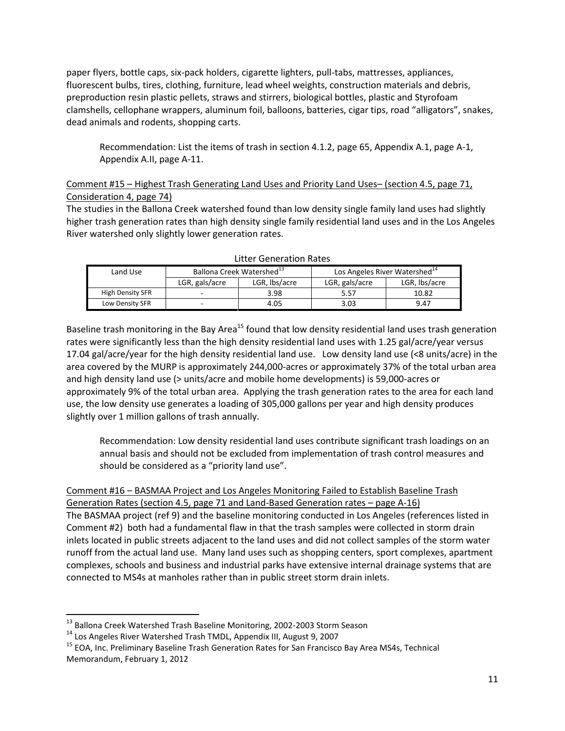paper flyers, bottle caps, six-pack holders, cigarette lighters, pull-tabs, mattresses, appliances, fluorescent bulbs, tires, clothing, furniture, lead wheel weights, construction materials and debris, preproduction resin plastic pellets, straws and stirrers, biological bottles, plastic and Styrofoam clamshells, cellophane wrappers, aluminum foil, balloons, batteries, cigar tips, road "alligators", snakes, dead animals and rodents, shopping carts.

> Recommendation: List the items of trash in section 4.1.2, page 65, Appendix A.1, page A-1, Appendix A.II, page A-11.

<u>Comment #15 – Highest Trash Generating Land Uses and Priority Land Uses– (section 4.5, page 71, Consideration 4, page 74)</u>

The studies in the Ballona Creek watershed found than low density single family land uses had slightly higher trash generation rates than high density single family residential land uses and in the Los Angeles River watershed only slightly lower generation rates.

Litter Generation Rates

| Land Use | Ballona Creek Watershed[13] | | Los Angeles River Watershed[14] | |
|---|---|---|---|---|
| | LGR, gals/acre | LGR, lbs/acre | LGR, gals/acre | LGR, lbs/acre |
| High Density SFR | - | 3.98 | 5.57 | 10.82 |
| Low Density SFR | - | 4.05 | 3.03 | 9.47 |

Baseline trash monitoring in the Bay Area[15] found that low density residential land uses trash generation rates were significantly less than the high density residential land uses with 1.25 gal/acre/year versus 17.04 gal/acre/year for the high density residential land use. Low density land use (<8 units/acre) in the area covered by the MURP is approximately 244,000-acres or approximately 37% of the total urban area and high density land use (> units/acre and mobile home developments) is 59,000-acres or approximately 9% of the total urban area. Applying the trash generation rates to the area for each land use, the low density use generates a loading of 305,000 gallons per year and high density produces slightly over 1 million gallons of trash annually.

> Recommendation: Low density residential land uses contribute significant trash loadings on an annual basis and should not be excluded from implementation of trash control measures and should be considered as a "priority land use".

<u>Comment #16 – BASMAA Project and Los Angeles Monitoring Failed to Establish Baseline Trash Generation Rates (section 4.5, page 71 and Land-Based Generation rates – page A-16)</u>

The BASMAA project (ref 9) and the baseline monitoring conducted in Los Angeles (references listed in Comment #2) both had a fundamental flaw in that the trash samples were collected in storm drain inlets located in public streets adjacent to the land uses and did not collect samples of the storm water runoff from the actual land use. Many land uses such as shopping centers, sport complexes, apartment complexes, schools and business and industrial parks have extensive internal drainage systems that are connected to MS4s at manholes rather than in public street storm drain inlets.

---

[13] Ballona Creek Watershed Trash Baseline Monitoring, 2002-2003 Storm Season

[14] Los Angeles River Watershed Trash TMDL, Appendix III, August 9, 2007

[15] EOA, Inc. Preliminary Baseline Trash Generation Rates for San Francisco Bay Area MS4s, Technical Memorandum, February 1, 2012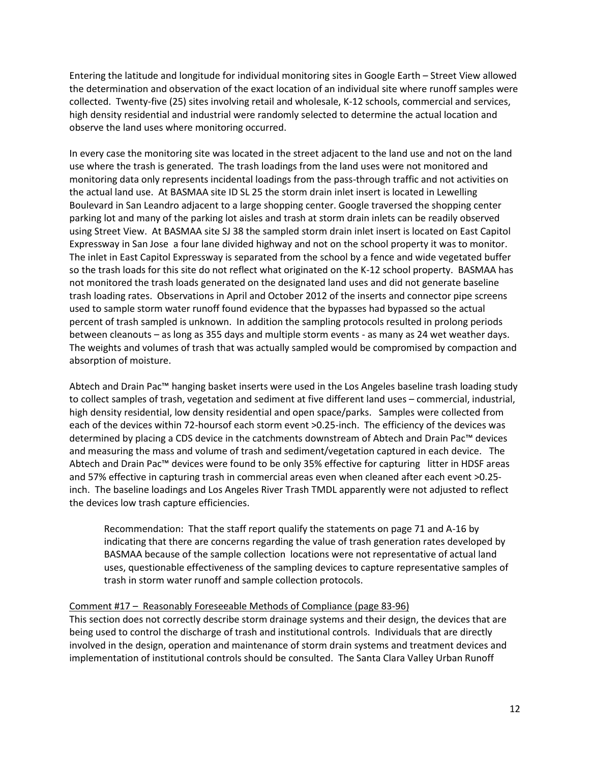Entering the latitude and longitude for individual monitoring sites in Google Earth – Street View allowed the determination and observation of the exact location of an individual site where runoff samples were collected. Twenty-five (25) sites involving retail and wholesale, K-12 schools, commercial and services, high density residential and industrial were randomly selected to determine the actual location and observe the land uses where monitoring occurred.

In every case the monitoring site was located in the street adjacent to the land use and not on the land use where the trash is generated. The trash loadings from the land uses were not monitored and monitoring data only represents incidental loadings from the pass-through traffic and not activities on the actual land use. At BASMAA site ID SL 25 the storm drain inlet insert is located in Lewelling Boulevard in San Leandro adjacent to a large shopping center. Google traversed the shopping center parking lot and many of the parking lot aisles and trash at storm drain inlets can be readily observed using Street View. At BASMAA site SJ 38 the sampled storm drain inlet insert is located on East Capitol Expressway in San Jose a four lane divided highway and not on the school property it was to monitor. The inlet in East Capitol Expressway is separated from the school by a fence and wide vegetated buffer so the trash loads for this site do not reflect what originated on the K-12 school property. BASMAA has not monitored the trash loads generated on the designated land uses and did not generate baseline trash loading rates. Observations in April and October 2012 of the inserts and connector pipe screens used to sample storm water runoff found evidence that the bypasses had bypassed so the actual percent of trash sampled is unknown. In addition the sampling protocols resulted in prolong periods between cleanouts – as long as 355 days and multiple storm events - as many as 24 wet weather days. The weights and volumes of trash that was actually sampled would be compromised by compaction and absorption of moisture.

Abtech and Drain Pac™ hanging basket inserts were used in the Los Angeles baseline trash loading study to collect samples of trash, vegetation and sediment at five different land uses – commercial, industrial, high density residential, low density residential and open space/parks. Samples were collected from each of the devices within 72-hoursof each storm event >0.25-inch. The efficiency of the devices was determined by placing a CDS device in the catchments downstream of Abtech and Drain Pac™ devices and measuring the mass and volume of trash and sediment/vegetation captured in each device. The Abtech and Drain Pac™ devices were found to be only 35% effective for capturing litter in HDSF areas and 57% effective in capturing trash in commercial areas even when cleaned after each event >0.25-inch. The baseline loadings and Los Angeles River Trash TMDL apparently were not adjusted to reflect the devices low trash capture efficiencies.

> Recommendation: That the staff report qualify the statements on page 71 and A-16 by indicating that there are concerns regarding the value of trash generation rates developed by BASMAA because of the sample collection locations were not representative of actual land uses, questionable effectiveness of the sampling devices to capture representative samples of trash in storm water runoff and sample collection protocols.

<u>Comment #17 – Reasonably Foreseeable Methods of Compliance (page 83-96)</u>

This section does not correctly describe storm drainage systems and their design, the devices that are being used to control the discharge of trash and institutional controls. Individuals that are directly involved in the design, operation and maintenance of storm drain systems and treatment devices and implementation of institutional controls should be consulted. The Santa Clara Valley Urban Runoff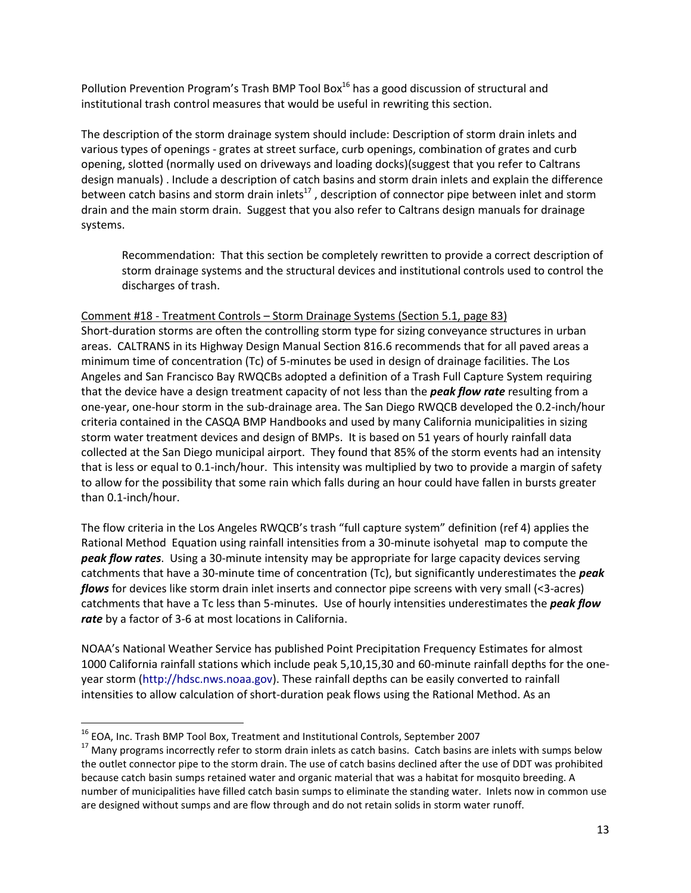Pollution Prevention Program's Trash BMP Tool Box[16] has a good discussion of structural and institutional trash control measures that would be useful in rewriting this section.

The description of the storm drainage system should include: Description of storm drain inlets and various types of openings - grates at street surface, curb openings, combination of grates and curb opening, slotted (normally used on driveways and loading docks)(suggest that you refer to Caltrans design manuals) . Include a description of catch basins and storm drain inlets and explain the difference between catch basins and storm drain inlets[17] , description of connector pipe between inlet and storm drain and the main storm drain. Suggest that you also refer to Caltrans design manuals for drainage systems.

> Recommendation: That this section be completely rewritten to provide a correct description of storm drainage systems and the structural devices and institutional controls used to control the discharges of trash.

<u>Comment #18 - Treatment Controls – Storm Drainage Systems (Section 5.1, page 83)</u>

Short-duration storms are often the controlling storm type for sizing conveyance structures in urban areas. CALTRANS in its Highway Design Manual Section 816.6 recommends that for all paved areas a minimum time of concentration (Tc) of 5-minutes be used in design of drainage facilities. The Los Angeles and San Francisco Bay RWQCBs adopted a definition of a Trash Full Capture System requiring that the device have a design treatment capacity of not less than the ***peak flow rate*** resulting from a one-year, one-hour storm in the sub-drainage area. The San Diego RWQCB developed the 0.2-inch/hour criteria contained in the CASQA BMP Handbooks and used by many California municipalities in sizing storm water treatment devices and design of BMPs. It is based on 51 years of hourly rainfall data collected at the San Diego municipal airport. They found that 85% of the storm events had an intensity that is less or equal to 0.1-inch/hour. This intensity was multiplied by two to provide a margin of safety to allow for the possibility that some rain which falls during an hour could have fallen in bursts greater than 0.1-inch/hour.

The flow criteria in the Los Angeles RWQCB's trash "full capture system" definition (ref 4) applies the Rational Method Equation using rainfall intensities from a 30-minute isohyetal map to compute the ***peak flow rates***. Using a 30-minute intensity may be appropriate for large capacity devices serving catchments that have a 30-minute time of concentration (Tc), but significantly underestimates the ***peak flows*** for devices like storm drain inlet inserts and connector pipe screens with very small (<3-acres) catchments that have a Tc less than 5-minutes. Use of hourly intensities underestimates the ***peak flow rate*** by a factor of 3-6 at most locations in California.

NOAA's National Weather Service has published Point Precipitation Frequency Estimates for almost 1000 California rainfall stations which include peak 5,10,15,30 and 60-minute rainfall depths for the one-year storm (http://hdsc.nws.noaa.gov). These rainfall depths can be easily converted to rainfall intensities to allow calculation of short-duration peak flows using the Rational Method. As an

---

[16] EOA, Inc. Trash BMP Tool Box, Treatment and Institutional Controls, September 2007

[17] Many programs incorrectly refer to storm drain inlets as catch basins. Catch basins are inlets with sumps below the outlet connector pipe to the storm drain. The use of catch basins declined after the use of DDT was prohibited because catch basin sumps retained water and organic material that was a habitat for mosquito breeding. A number of municipalities have filled catch basin sumps to eliminate the standing water. Inlets now in common use are designed without sumps and are flow through and do not retain solids in storm water runoff.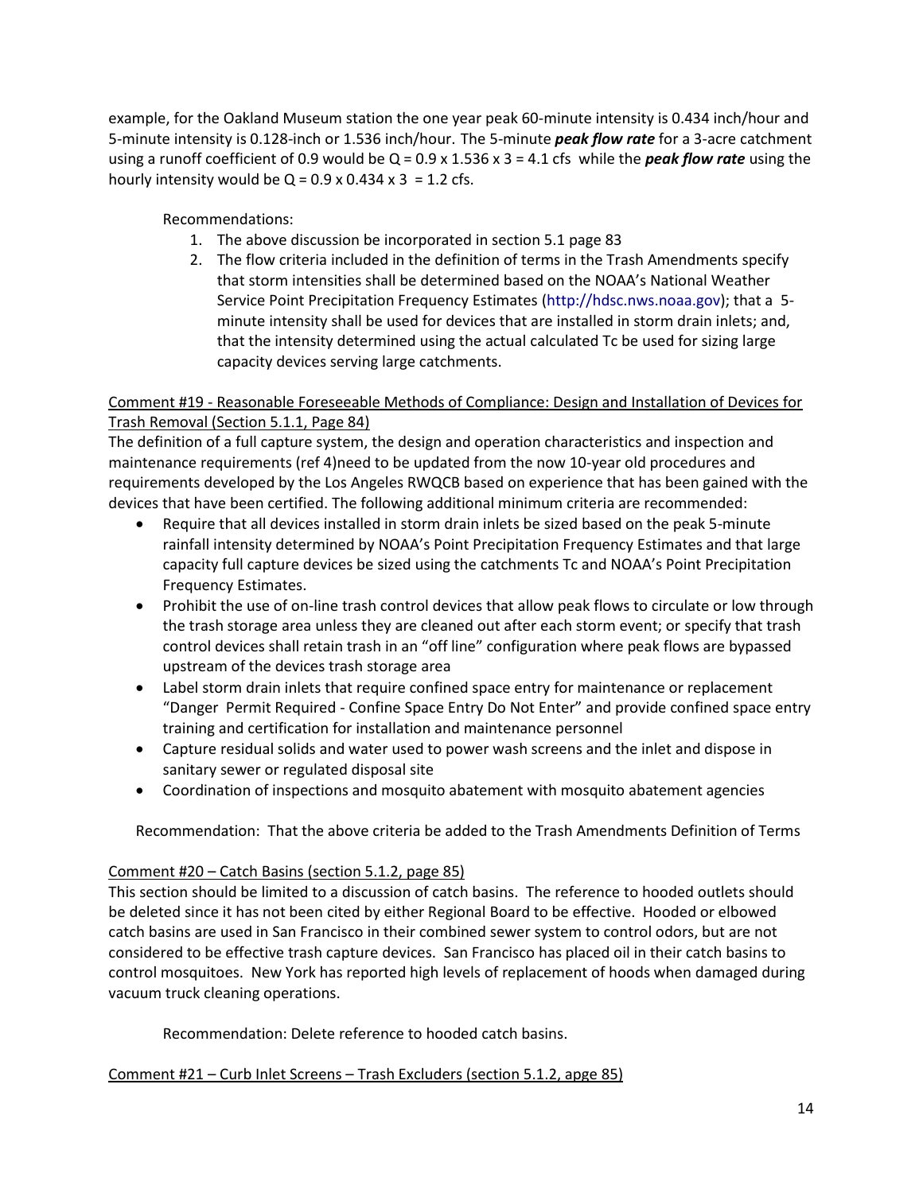example, for the Oakland Museum station the one year peak 60-minute intensity is 0.434 inch/hour and 5-minute intensity is 0.128-inch or 1.536 inch/hour. The 5-minute ***peak flow rate*** for a 3-acre catchment using a runoff coefficient of 0.9 would be $Q = 0.9 \times 1.536 \times 3 = 4.1$ cfs while the ***peak flow rate*** using the hourly intensity would be $Q = 0.9 \times 0.434 \times 3 = 1.2$ cfs.

Recommendations:

1. The above discussion be incorporated in section 5.1 page 83
2. The flow criteria included in the definition of terms in the Trash Amendments specify that storm intensities shall be determined based on the NOAA's National Weather Service Point Precipitation Frequency Estimates (http://hdsc.nws.noaa.gov); that a 5-minute intensity shall be used for devices that are installed in storm drain inlets; and, that the intensity determined using the actual calculated Tc be used for sizing large capacity devices serving large catchments.

<u>Comment #19 - Reasonable Foreseeable Methods of Compliance: Design and Installation of Devices for Trash Removal (Section 5.1.1, Page 84)</u>

The definition of a full capture system, the design and operation characteristics and inspection and maintenance requirements (ref 4)need to be updated from the now 10-year old procedures and requirements developed by the Los Angeles RWQCB based on experience that has been gained with the devices that have been certified. The following additional minimum criteria are recommended:

- Require that all devices installed in storm drain inlets be sized based on the peak 5-minute rainfall intensity determined by NOAA's Point Precipitation Frequency Estimates and that large capacity full capture devices be sized using the catchments Tc and NOAA's Point Precipitation Frequency Estimates.
- Prohibit the use of on-line trash control devices that allow peak flows to circulate or low through the trash storage area unless they are cleaned out after each storm event; or specify that trash control devices shall retain trash in an "off line" configuration where peak flows are bypassed upstream of the devices trash storage area
- Label storm drain inlets that require confined space entry for maintenance or replacement "Danger Permit Required - Confine Space Entry Do Not Enter" and provide confined space entry training and certification for installation and maintenance personnel
- Capture residual solids and water used to power wash screens and the inlet and dispose in sanitary sewer or regulated disposal site
- Coordination of inspections and mosquito abatement with mosquito abatement agencies

Recommendation: That the above criteria be added to the Trash Amendments Definition of Terms

<u>Comment #20 – Catch Basins (section 5.1.2, page 85)</u>

This section should be limited to a discussion of catch basins. The reference to hooded outlets should be deleted since it has not been cited by either Regional Board to be effective. Hooded or elbowed catch basins are used in San Francisco in their combined sewer system to control odors, but are not considered to be effective trash capture devices. San Francisco has placed oil in their catch basins to control mosquitoes. New York has reported high levels of replacement of hoods when damaged during vacuum truck cleaning operations.

Recommendation: Delete reference to hooded catch basins.

<u>Comment #21 – Curb Inlet Screens – Trash Excluders (section 5.1.2, apge 85)</u>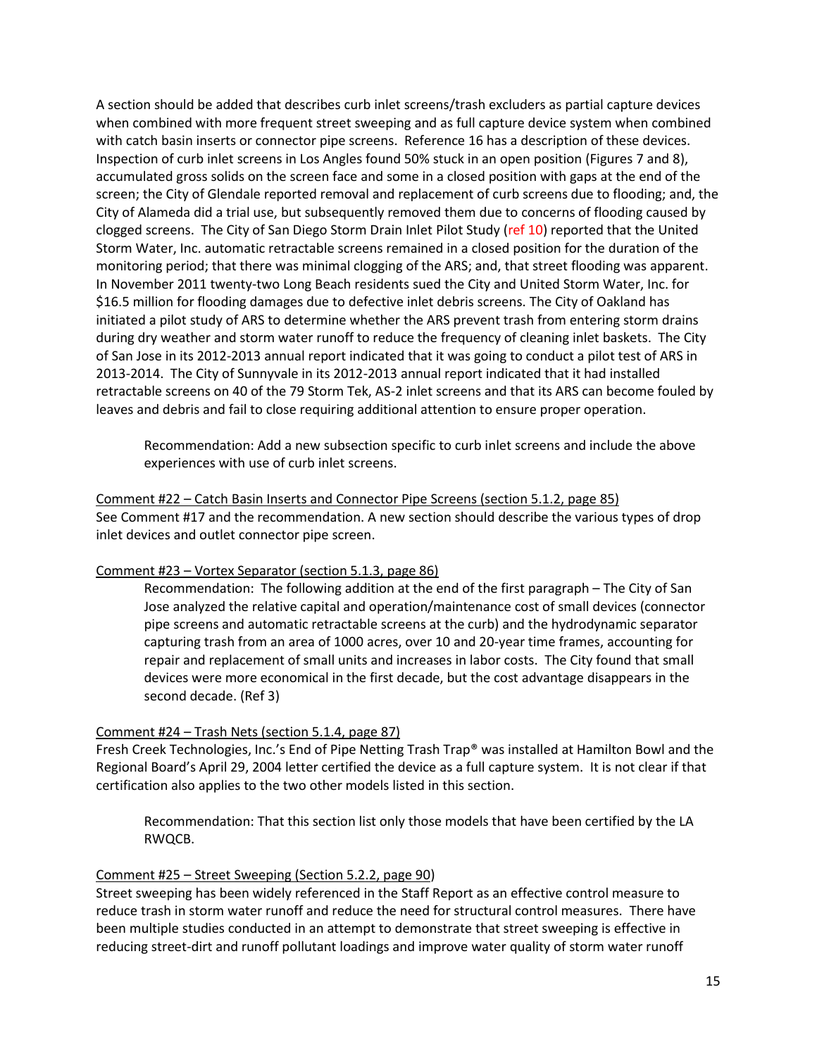A section should be added that describes curb inlet screens/trash excluders as partial capture devices when combined with more frequent street sweeping and as full capture device system when combined with catch basin inserts or connector pipe screens. Reference 16 has a description of these devices. Inspection of curb inlet screens in Los Angles found 50% stuck in an open position (Figures 7 and 8), accumulated gross solids on the screen face and some in a closed position with gaps at the end of the screen; the City of Glendale reported removal and replacement of curb screens due to flooding; and, the City of Alameda did a trial use, but subsequently removed them due to concerns of flooding caused by clogged screens. The City of San Diego Storm Drain Inlet Pilot Study (ref 10) reported that the United Storm Water, Inc. automatic retractable screens remained in a closed position for the duration of the monitoring period; that there was minimal clogging of the ARS; and, that street flooding was apparent. In November 2011 twenty-two Long Beach residents sued the City and United Storm Water, Inc. for $16.5 million for flooding damages due to defective inlet debris screens. The City of Oakland has initiated a pilot study of ARS to determine whether the ARS prevent trash from entering storm drains during dry weather and storm water runoff to reduce the frequency of cleaning inlet baskets. The City of San Jose in its 2012-2013 annual report indicated that it was going to conduct a pilot test of ARS in 2013-2014. The City of Sunnyvale in its 2012-2013 annual report indicated that it had installed retractable screens on 40 of the 79 Storm Tek, AS-2 inlet screens and that its ARS can become fouled by leaves and debris and fail to close requiring additional attention to ensure proper operation.

> Recommendation: Add a new subsection specific to curb inlet screens and include the above experiences with use of curb inlet screens.

<u>Comment #22 – Catch Basin Inserts and Connector Pipe Screens (section 5.1.2, page 85)</u>
See Comment #17 and the recommendation. A new section should describe the various types of drop inlet devices and outlet connector pipe screen.

<u>Comment #23 – Vortex Separator (section 5.1.3, page 86)</u>

> Recommendation: The following addition at the end of the first paragraph – The City of San Jose analyzed the relative capital and operation/maintenance cost of small devices (connector pipe screens and automatic retractable screens at the curb) and the hydrodynamic separator capturing trash from an area of 1000 acres, over 10 and 20-year time frames, accounting for repair and replacement of small units and increases in labor costs. The City found that small devices were more economical in the first decade, but the cost advantage disappears in the second decade. (Ref 3)

<u>Comment #24 – Trash Nets (section 5.1.4, page 87)</u>
Fresh Creek Technologies, Inc.'s End of Pipe Netting Trash Trap® was installed at Hamilton Bowl and the Regional Board's April 29, 2004 letter certified the device as a full capture system. It is not clear if that certification also applies to the two other models listed in this section.

> Recommendation: That this section list only those models that have been certified by the LA RWQCB.

<u>Comment #25 – Street Sweeping (Section 5.2.2, page 90)</u>
Street sweeping has been widely referenced in the Staff Report as an effective control measure to reduce trash in storm water runoff and reduce the need for structural control measures. There have been multiple studies conducted in an attempt to demonstrate that street sweeping is effective in reducing street-dirt and runoff pollutant loadings and improve water quality of storm water runoff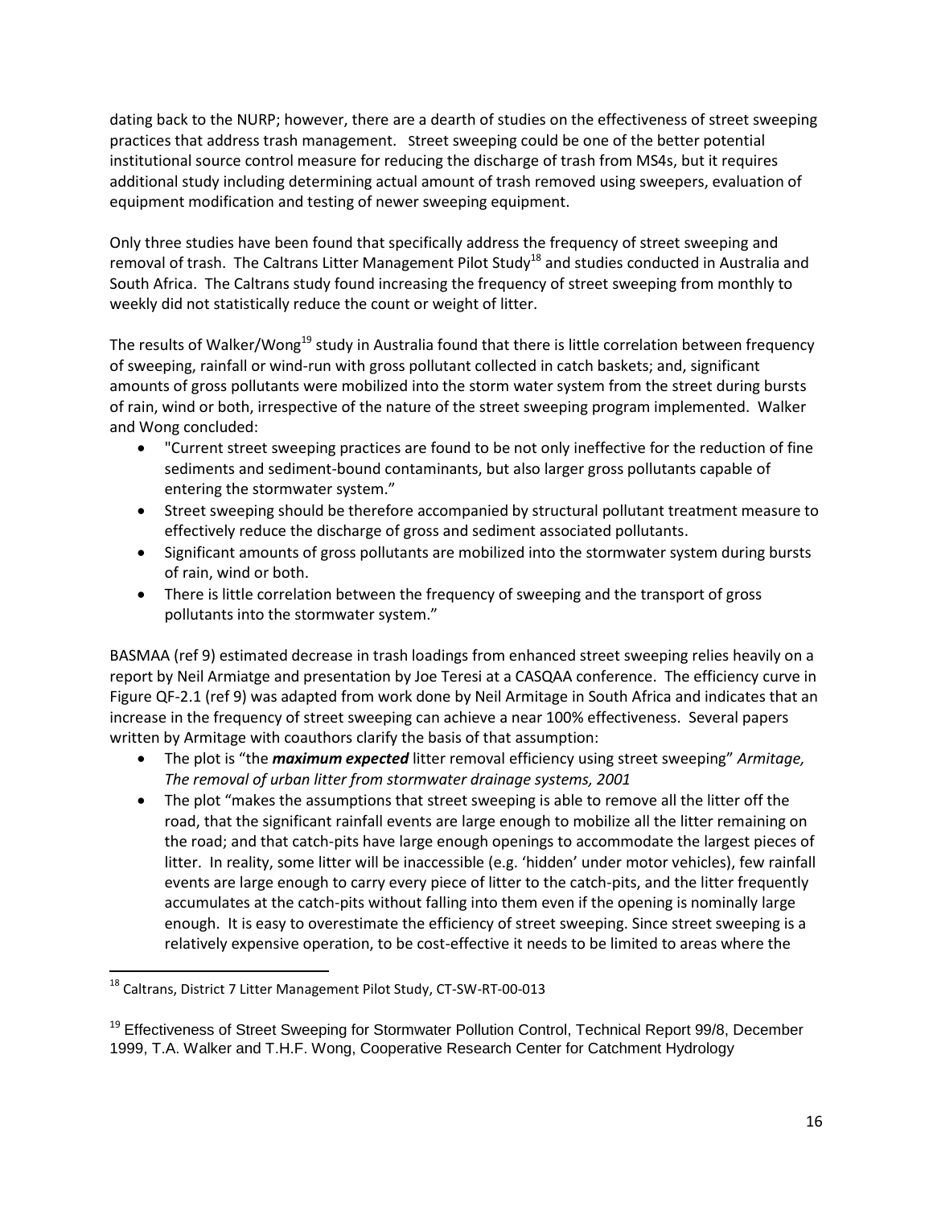dating back to the NURP; however, there are a dearth of studies on the effectiveness of street sweeping practices that address trash management. Street sweeping could be one of the better potential institutional source control measure for reducing the discharge of trash from MS4s, but it requires additional study including determining actual amount of trash removed using sweepers, evaluation of equipment modification and testing of newer sweeping equipment.

Only three studies have been found that specifically address the frequency of street sweeping and removal of trash. The Caltrans Litter Management Pilot Study[18] and studies conducted in Australia and South Africa. The Caltrans study found increasing the frequency of street sweeping from monthly to weekly did not statistically reduce the count or weight of litter.

The results of Walker/Wong[19] study in Australia found that there is little correlation between frequency of sweeping, rainfall or wind-run with gross pollutant collected in catch baskets; and, significant amounts of gross pollutants were mobilized into the storm water system from the street during bursts of rain, wind or both, irrespective of the nature of the street sweeping program implemented. Walker and Wong concluded:

- "Current street sweeping practices are found to be not only ineffective for the reduction of fine sediments and sediment-bound contaminants, but also larger gross pollutants capable of entering the stormwater system."
- Street sweeping should be therefore accompanied by structural pollutant treatment measure to effectively reduce the discharge of gross and sediment associated pollutants.
- Significant amounts of gross pollutants are mobilized into the stormwater system during bursts of rain, wind or both.
- There is little correlation between the frequency of sweeping and the transport of gross pollutants into the stormwater system."

BASMAA (ref 9) estimated decrease in trash loadings from enhanced street sweeping relies heavily on a report by Neil Armiatge and presentation by Joe Teresi at a CASQAA conference. The efficiency curve in Figure QF-2.1 (ref 9) was adapted from work done by Neil Armitage in South Africa and indicates that an increase in the frequency of street sweeping can achieve a near 100% effectiveness. Several papers written by Armitage with coauthors clarify the basis of that assumption:

- The plot is "the ***maximum expected*** litter removal efficiency using street sweeping" *Armitage, The removal of urban litter from stormwater drainage systems, 2001*
- The plot "makes the assumptions that street sweeping is able to remove all the litter off the road, that the significant rainfall events are large enough to mobilize all the litter remaining on the road; and that catch-pits have large enough openings to accommodate the largest pieces of litter. In reality, some litter will be inaccessible (e.g. 'hidden' under motor vehicles), few rainfall events are large enough to carry every piece of litter to the catch-pits, and the litter frequently accumulates at the catch-pits without falling into them even if the opening is nominally large enough. It is easy to overestimate the efficiency of street sweeping. Since street sweeping is a relatively expensive operation, to be cost-effective it needs to be limited to areas where the

[18] Caltrans, District 7 Litter Management Pilot Study, CT-SW-RT-00-013

[19] Effectiveness of Street Sweeping for Stormwater Pollution Control, Technical Report 99/8, December 1999, T.A. Walker and T.H.F. Wong, Cooperative Research Center for Catchment Hydrology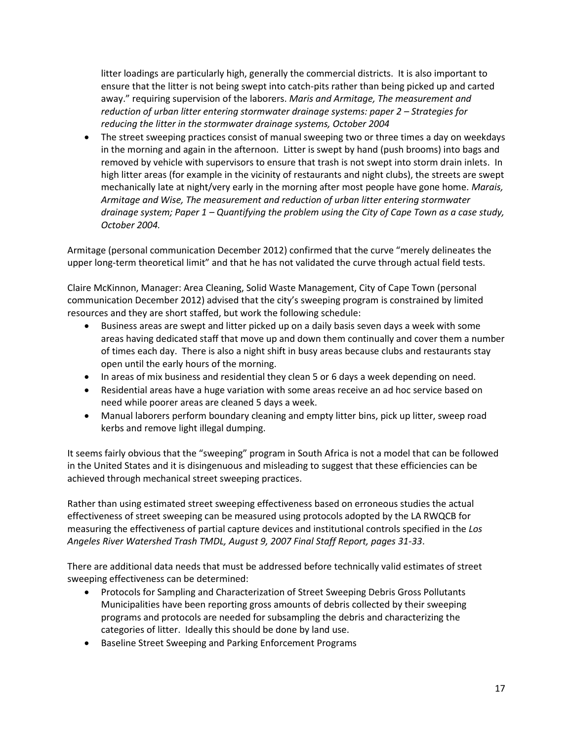litter loadings are particularly high, generally the commercial districts. It is also important to ensure that the litter is not being swept into catch-pits rather than being picked up and carted away." requiring supervision of the laborers. *Maris and Armitage, The measurement and reduction of urban litter entering stormwater drainage systems: paper 2 – Strategies for reducing the litter in the stormwater drainage systems, October 2004*

- The street sweeping practices consist of manual sweeping two or three times a day on weekdays in the morning and again in the afternoon. Litter is swept by hand (push brooms) into bags and removed by vehicle with supervisors to ensure that trash is not swept into storm drain inlets. In high litter areas (for example in the vicinity of restaurants and night clubs), the streets are swept mechanically late at night/very early in the morning after most people have gone home. *Marais, Armitage and Wise, The measurement and reduction of urban litter entering stormwater drainage system; Paper 1 – Quantifying the problem using the City of Cape Town as a case study, October 2004.*

Armitage (personal communication December 2012) confirmed that the curve "merely delineates the upper long-term theoretical limit" and that he has not validated the curve through actual field tests.

Claire McKinnon, Manager: Area Cleaning, Solid Waste Management, City of Cape Town (personal communication December 2012) advised that the city's sweeping program is constrained by limited resources and they are short staffed, but work the following schedule:

- Business areas are swept and litter picked up on a daily basis seven days a week with some areas having dedicated staff that move up and down them continually and cover them a number of times each day. There is also a night shift in busy areas because clubs and restaurants stay open until the early hours of the morning.
- In areas of mix business and residential they clean 5 or 6 days a week depending on need.
- Residential areas have a huge variation with some areas receive an ad hoc service based on need while poorer areas are cleaned 5 days a week.
- Manual laborers perform boundary cleaning and empty litter bins, pick up litter, sweep road kerbs and remove light illegal dumping.

It seems fairly obvious that the "sweeping" program in South Africa is not a model that can be followed in the United States and it is disingenuous and misleading to suggest that these efficiencies can be achieved through mechanical street sweeping practices.

Rather than using estimated street sweeping effectiveness based on erroneous studies the actual effectiveness of street sweeping can be measured using protocols adopted by the LA RWQCB for measuring the effectiveness of partial capture devices and institutional controls specified in the *Los Angeles River Watershed Trash TMDL, August 9, 2007 Final Staff Report, pages 31-33*.

There are additional data needs that must be addressed before technically valid estimates of street sweeping effectiveness can be determined:

- Protocols for Sampling and Characterization of Street Sweeping Debris Gross Pollutants
  Municipalities have been reporting gross amounts of debris collected by their sweeping programs and protocols are needed for subsampling the debris and characterizing the categories of litter. Ideally this should be done by land use.
- Baseline Street Sweeping and Parking Enforcement Programs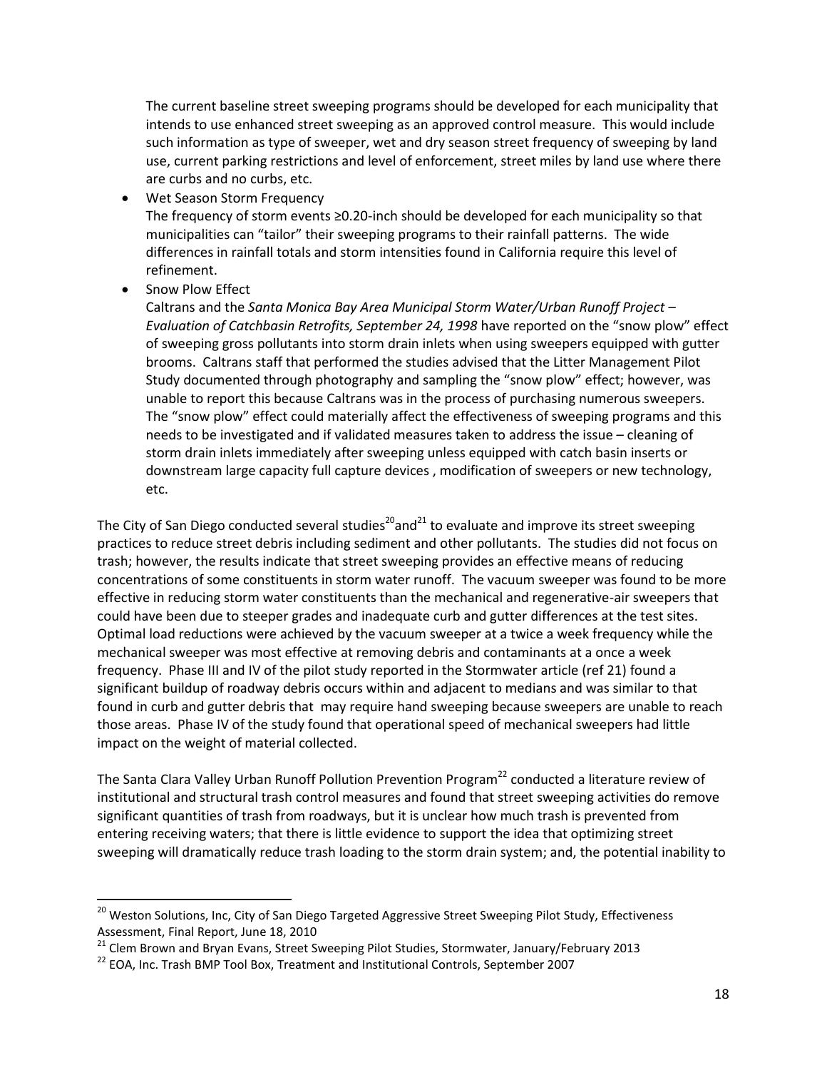The current baseline street sweeping programs should be developed for each municipality that intends to use enhanced street sweeping as an approved control measure. This would include such information as type of sweeper, wet and dry season street frequency of sweeping by land use, current parking restrictions and level of enforcement, street miles by land use where there are curbs and no curbs, etc.

- Wet Season Storm Frequency
  The frequency of storm events ≥0.20-inch should be developed for each municipality so that municipalities can "tailor" their sweeping programs to their rainfall patterns. The wide differences in rainfall totals and storm intensities found in California require this level of refinement.
- Snow Plow Effect
  Caltrans and the *Santa Monica Bay Area Municipal Storm Water/Urban Runoff Project – Evaluation of Catchbasin Retrofits, September 24, 1998* have reported on the "snow plow" effect of sweeping gross pollutants into storm drain inlets when using sweepers equipped with gutter brooms. Caltrans staff that performed the studies advised that the Litter Management Pilot Study documented through photography and sampling the "snow plow" effect; however, was unable to report this because Caltrans was in the process of purchasing numerous sweepers. The "snow plow" effect could materially affect the effectiveness of sweeping programs and this needs to be investigated and if validated measures taken to address the issue – cleaning of storm drain inlets immediately after sweeping unless equipped with catch basin inserts or downstream large capacity full capture devices , modification of sweepers or new technology, etc.

The City of San Diego conducted several studies[20]and[21] to evaluate and improve its street sweeping practices to reduce street debris including sediment and other pollutants. The studies did not focus on trash; however, the results indicate that street sweeping provides an effective means of reducing concentrations of some constituents in storm water runoff. The vacuum sweeper was found to be more effective in reducing storm water constituents than the mechanical and regenerative-air sweepers that could have been due to steeper grades and inadequate curb and gutter differences at the test sites. Optimal load reductions were achieved by the vacuum sweeper at a twice a week frequency while the mechanical sweeper was most effective at removing debris and contaminants at a once a week frequency. Phase III and IV of the pilot study reported in the Stormwater article (ref 21) found a significant buildup of roadway debris occurs within and adjacent to medians and was similar to that found in curb and gutter debris that may require hand sweeping because sweepers are unable to reach those areas. Phase IV of the study found that operational speed of mechanical sweepers had little impact on the weight of material collected.

The Santa Clara Valley Urban Runoff Pollution Prevention Program[22] conducted a literature review of institutional and structural trash control measures and found that street sweeping activities do remove significant quantities of trash from roadways, but it is unclear how much trash is prevented from entering receiving waters; that there is little evidence to support the idea that optimizing street sweeping will dramatically reduce trash loading to the storm drain system; and, the potential inability to

---

[20] Weston Solutions, Inc, City of San Diego Targeted Aggressive Street Sweeping Pilot Study, Effectiveness Assessment, Final Report, June 18, 2010

[21] Clem Brown and Bryan Evans, Street Sweeping Pilot Studies, Stormwater, January/February 2013

[22] EOA, Inc. Trash BMP Tool Box, Treatment and Institutional Controls, September 2007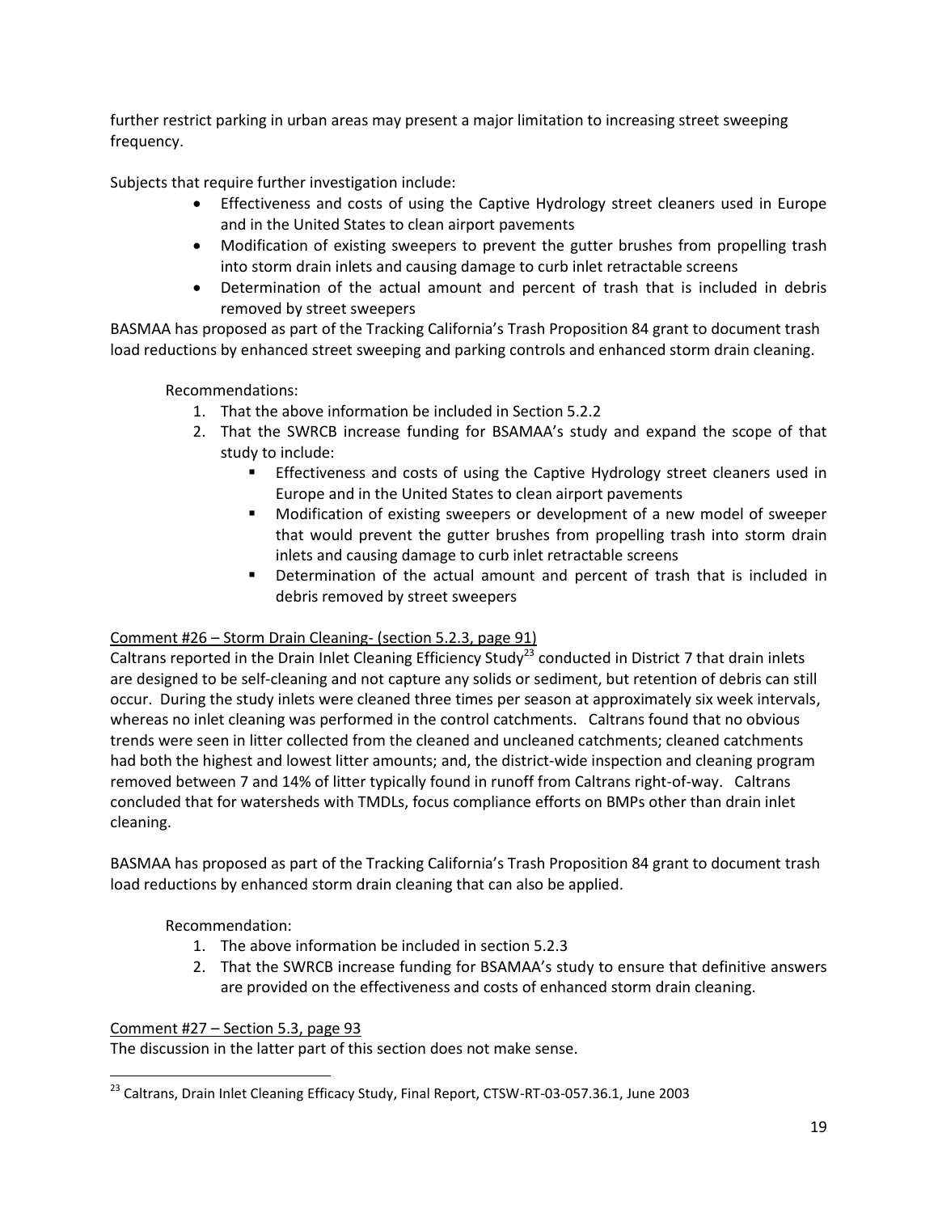further restrict parking in urban areas may present a major limitation to increasing street sweeping frequency.

Subjects that require further investigation include:

- Effectiveness and costs of using the Captive Hydrology street cleaners used in Europe and in the United States to clean airport pavements
- Modification of existing sweepers to prevent the gutter brushes from propelling trash into storm drain inlets and causing damage to curb inlet retractable screens
- Determination of the actual amount and percent of trash that is included in debris removed by street sweepers

BASMAA has proposed as part of the Tracking California's Trash Proposition 84 grant to document trash load reductions by enhanced street sweeping and parking controls and enhanced storm drain cleaning.

Recommendations:

1. That the above information be included in Section 5.2.2
2. That the SWRCB increase funding for BSAMAA's study and expand the scope of that study to include:
   - Effectiveness and costs of using the Captive Hydrology street cleaners used in Europe and in the United States to clean airport pavements
   - Modification of existing sweepers or development of a new model of sweeper that would prevent the gutter brushes from propelling trash into storm drain inlets and causing damage to curb inlet retractable screens
   - Determination of the actual amount and percent of trash that is included in debris removed by street sweepers

<u>Comment #26 – Storm Drain Cleaning- (section 5.2.3, page 91)</u>

Caltrans reported in the Drain Inlet Cleaning Efficiency Study[23] conducted in District 7 that drain inlets are designed to be self-cleaning and not capture any solids or sediment, but retention of debris can still occur. During the study inlets were cleaned three times per season at approximately six week intervals, whereas no inlet cleaning was performed in the control catchments. Caltrans found that no obvious trends were seen in litter collected from the cleaned and uncleaned catchments; cleaned catchments had both the highest and lowest litter amounts; and, the district-wide inspection and cleaning program removed between 7 and 14% of litter typically found in runoff from Caltrans right-of-way. Caltrans concluded that for watersheds with TMDLs, focus compliance efforts on BMPs other than drain inlet cleaning.

BASMAA has proposed as part of the Tracking California's Trash Proposition 84 grant to document trash load reductions by enhanced storm drain cleaning that can also be applied.

Recommendation:

1. The above information be included in section 5.2.3
2. That the SWRCB increase funding for BSAMAA's study to ensure that definitive answers are provided on the effectiveness and costs of enhanced storm drain cleaning.

<u>Comment #27 – Section 5.3, page 93</u>

The discussion in the latter part of this section does not make sense.

[23] Caltrans, Drain Inlet Cleaning Efficacy Study, Final Report, CTSW-RT-03-057.36.1, June 2003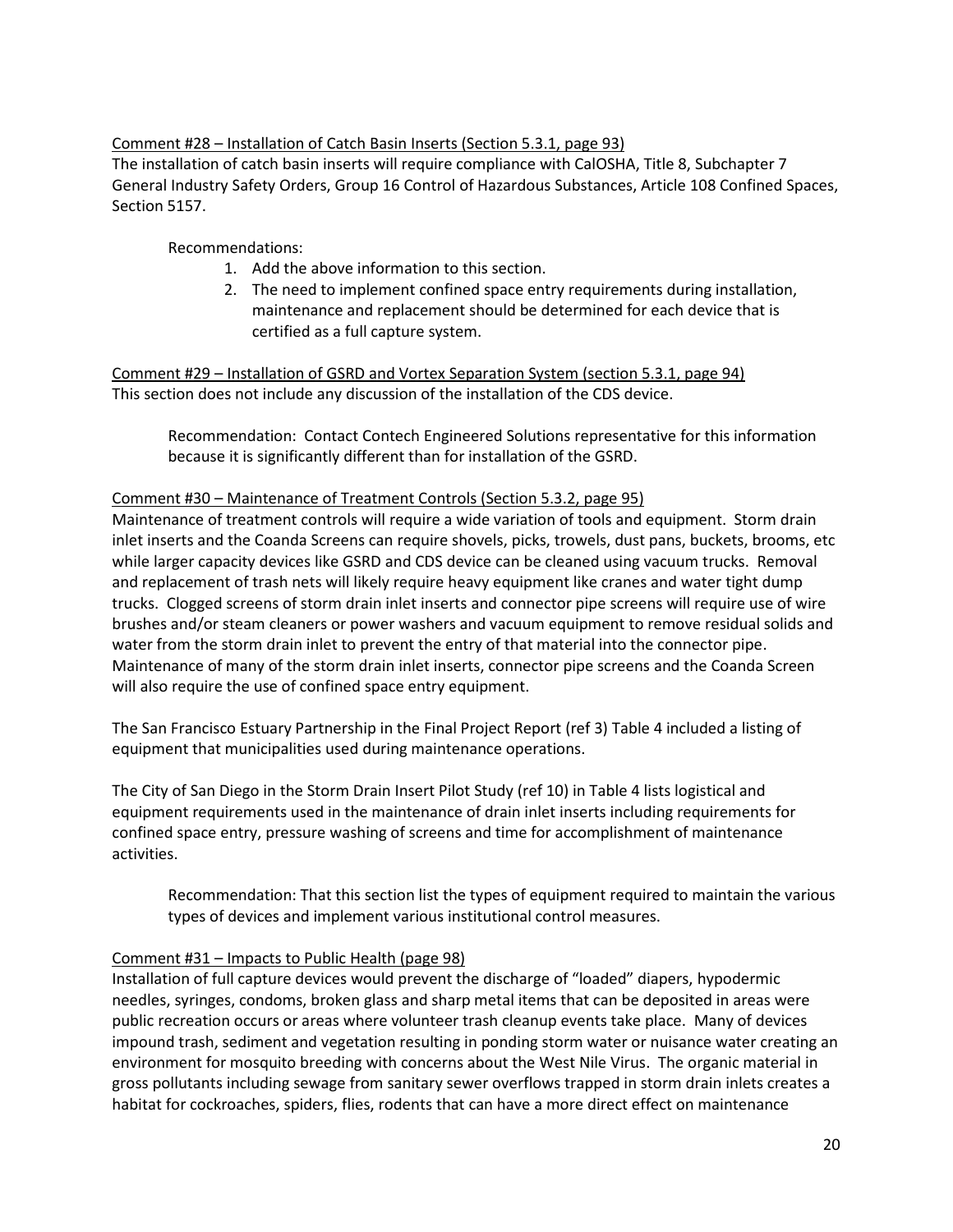Comment #28 – Installation of Catch Basin Inserts (Section 5.3.1, page 93)

The installation of catch basin inserts will require compliance with CalOSHA, Title 8, Subchapter 7 General Industry Safety Orders, Group 16 Control of Hazardous Substances, Article 108 Confined Spaces, Section 5157.

Recommendations:

1. Add the above information to this section.
2. The need to implement confined space entry requirements during installation, maintenance and replacement should be determined for each device that is certified as a full capture system.

Comment #29 – Installation of GSRD and Vortex Separation System (section 5.3.1, page 94)

This section does not include any discussion of the installation of the CDS device.

Recommendation: Contact Contech Engineered Solutions representative for this information because it is significantly different than for installation of the GSRD.

Comment #30 – Maintenance of Treatment Controls (Section 5.3.2, page 95)

Maintenance of treatment controls will require a wide variation of tools and equipment. Storm drain inlet inserts and the Coanda Screens can require shovels, picks, trowels, dust pans, buckets, brooms, etc while larger capacity devices like GSRD and CDS device can be cleaned using vacuum trucks. Removal and replacement of trash nets will likely require heavy equipment like cranes and water tight dump trucks. Clogged screens of storm drain inlet inserts and connector pipe screens will require use of wire brushes and/or steam cleaners or power washers and vacuum equipment to remove residual solids and water from the storm drain inlet to prevent the entry of that material into the connector pipe. Maintenance of many of the storm drain inlet inserts, connector pipe screens and the Coanda Screen will also require the use of confined space entry equipment.

The San Francisco Estuary Partnership in the Final Project Report (ref 3) Table 4 included a listing of equipment that municipalities used during maintenance operations.

The City of San Diego in the Storm Drain Insert Pilot Study (ref 10) in Table 4 lists logistical and equipment requirements used in the maintenance of drain inlet inserts including requirements for confined space entry, pressure washing of screens and time for accomplishment of maintenance activities.

Recommendation: That this section list the types of equipment required to maintain the various types of devices and implement various institutional control measures.

Comment #31 – Impacts to Public Health (page 98)

Installation of full capture devices would prevent the discharge of "loaded" diapers, hypodermic needles, syringes, condoms, broken glass and sharp metal items that can be deposited in areas were public recreation occurs or areas where volunteer trash cleanup events take place. Many of devices impound trash, sediment and vegetation resulting in ponding storm water or nuisance water creating an environment for mosquito breeding with concerns about the West Nile Virus. The organic material in gross pollutants including sewage from sanitary sewer overflows trapped in storm drain inlets creates a habitat for cockroaches, spiders, flies, rodents that can have a more direct effect on maintenance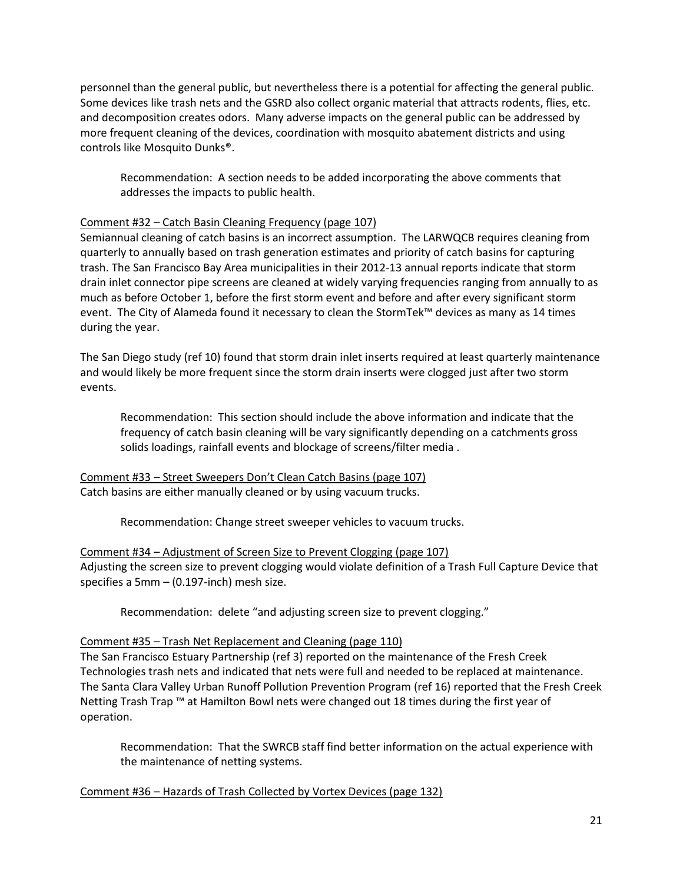personnel than the general public, but nevertheless there is a potential for affecting the general public. Some devices like trash nets and the GSRD also collect organic material that attracts rodents, flies, etc. and decomposition creates odors. Many adverse impacts on the general public can be addressed by more frequent cleaning of the devices, coordination with mosquito abatement districts and using controls like Mosquito Dunks®.

> Recommendation: A section needs to be added incorporating the above comments that addresses the impacts to public health.

<u>Comment #32 – Catch Basin Cleaning Frequency (page 107)</u>

Semiannual cleaning of catch basins is an incorrect assumption. The LARWQCB requires cleaning from quarterly to annually based on trash generation estimates and priority of catch basins for capturing trash. The San Francisco Bay Area municipalities in their 2012-13 annual reports indicate that storm drain inlet connector pipe screens are cleaned at widely varying frequencies ranging from annually to as much as before October 1, before the first storm event and before and after every significant storm event. The City of Alameda found it necessary to clean the StormTek™ devices as many as 14 times during the year.

The San Diego study (ref 10) found that storm drain inlet inserts required at least quarterly maintenance and would likely be more frequent since the storm drain inserts were clogged just after two storm events.

> Recommendation: This section should include the above information and indicate that the frequency of catch basin cleaning will be vary significantly depending on a catchments gross solids loadings, rainfall events and blockage of screens/filter media .

<u>Comment #33 – Street Sweepers Don't Clean Catch Basins (page 107)</u>

Catch basins are either manually cleaned or by using vacuum trucks.

> Recommendation: Change street sweeper vehicles to vacuum trucks.

<u>Comment #34 – Adjustment of Screen Size to Prevent Clogging (page 107)</u>

Adjusting the screen size to prevent clogging would violate definition of a Trash Full Capture Device that specifies a 5mm – (0.197-inch) mesh size.

> Recommendation: delete "and adjusting screen size to prevent clogging."

<u>Comment #35 – Trash Net Replacement and Cleaning (page 110)</u>

The San Francisco Estuary Partnership (ref 3) reported on the maintenance of the Fresh Creek Technologies trash nets and indicated that nets were full and needed to be replaced at maintenance. The Santa Clara Valley Urban Runoff Pollution Prevention Program (ref 16) reported that the Fresh Creek Netting Trash Trap ™ at Hamilton Bowl nets were changed out 18 times during the first year of operation.

> Recommendation: That the SWRCB staff find better information on the actual experience with the maintenance of netting systems.

<u>Comment #36 – Hazards of Trash Collected by Vortex Devices (page 132)</u>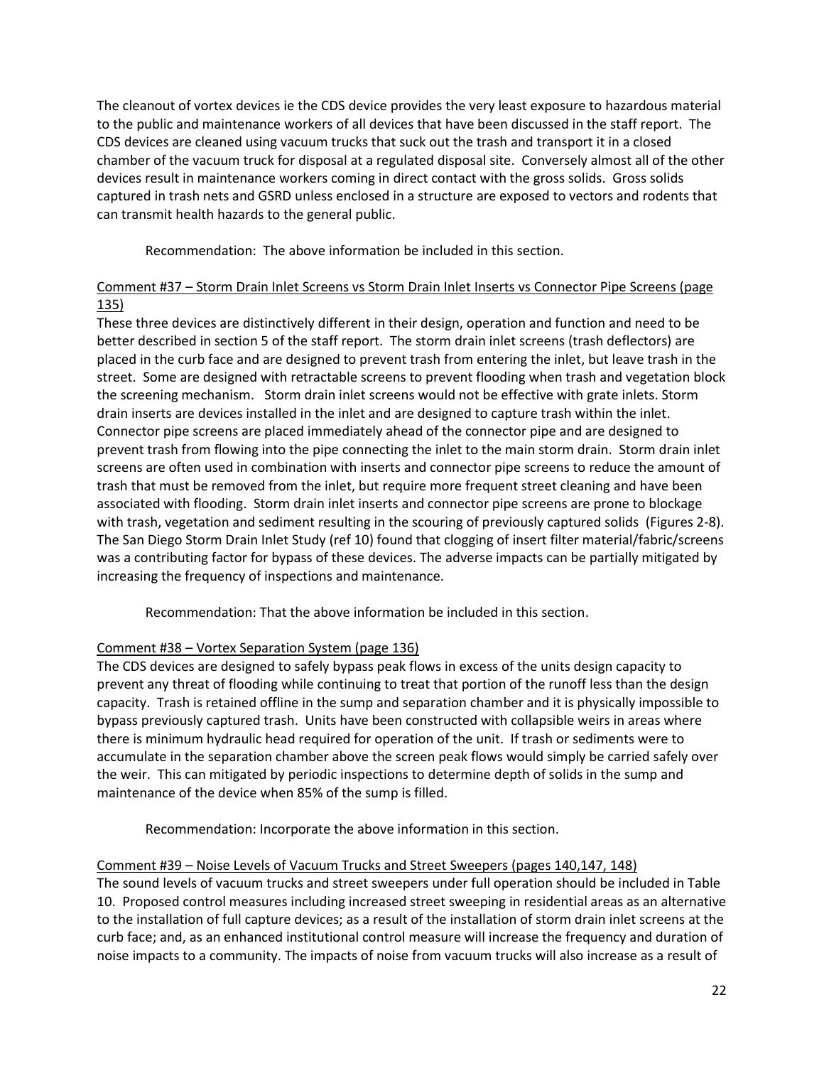The cleanout of vortex devices ie the CDS device provides the very least exposure to hazardous material to the public and maintenance workers of all devices that have been discussed in the staff report. The CDS devices are cleaned using vacuum trucks that suck out the trash and transport it in a closed chamber of the vacuum truck for disposal at a regulated disposal site. Conversely almost all of the other devices result in maintenance workers coming in direct contact with the gross solids. Gross solids captured in trash nets and GSRD unless enclosed in a structure are exposed to vectors and rodents that can transmit health hazards to the general public.

Recommendation: The above information be included in this section.

<u>Comment #37 – Storm Drain Inlet Screens vs Storm Drain Inlet Inserts vs Connector Pipe Screens (page 135)</u>

These three devices are distinctively different in their design, operation and function and need to be better described in section 5 of the staff report. The storm drain inlet screens (trash deflectors) are placed in the curb face and are designed to prevent trash from entering the inlet, but leave trash in the street. Some are designed with retractable screens to prevent flooding when trash and vegetation block the screening mechanism. Storm drain inlet screens would not be effective with grate inlets. Storm drain inserts are devices installed in the inlet and are designed to capture trash within the inlet. Connector pipe screens are placed immediately ahead of the connector pipe and are designed to prevent trash from flowing into the pipe connecting the inlet to the main storm drain. Storm drain inlet screens are often used in combination with inserts and connector pipe screens to reduce the amount of trash that must be removed from the inlet, but require more frequent street cleaning and have been associated with flooding. Storm drain inlet inserts and connector pipe screens are prone to blockage with trash, vegetation and sediment resulting in the scouring of previously captured solids (Figures 2-8). The San Diego Storm Drain Inlet Study (ref 10) found that clogging of insert filter material/fabric/screens was a contributing factor for bypass of these devices. The adverse impacts can be partially mitigated by increasing the frequency of inspections and maintenance.

Recommendation: That the above information be included in this section.

<u>Comment #38 – Vortex Separation System (page 136)</u>

The CDS devices are designed to safely bypass peak flows in excess of the units design capacity to prevent any threat of flooding while continuing to treat that portion of the runoff less than the design capacity. Trash is retained offline in the sump and separation chamber and it is physically impossible to bypass previously captured trash. Units have been constructed with collapsible weirs in areas where there is minimum hydraulic head required for operation of the unit. If trash or sediments were to accumulate in the separation chamber above the screen peak flows would simply be carried safely over the weir. This can mitigated by periodic inspections to determine depth of solids in the sump and maintenance of the device when 85% of the sump is filled.

Recommendation: Incorporate the above information in this section.

<u>Comment #39 – Noise Levels of Vacuum Trucks and Street Sweepers (pages 140,147, 148)</u>

The sound levels of vacuum trucks and street sweepers under full operation should be included in Table 10. Proposed control measures including increased street sweeping in residential areas as an alternative to the installation of full capture devices; as a result of the installation of storm drain inlet screens at the curb face; and, as an enhanced institutional control measure will increase the frequency and duration of noise impacts to a community. The impacts of noise from vacuum trucks will also increase as a result of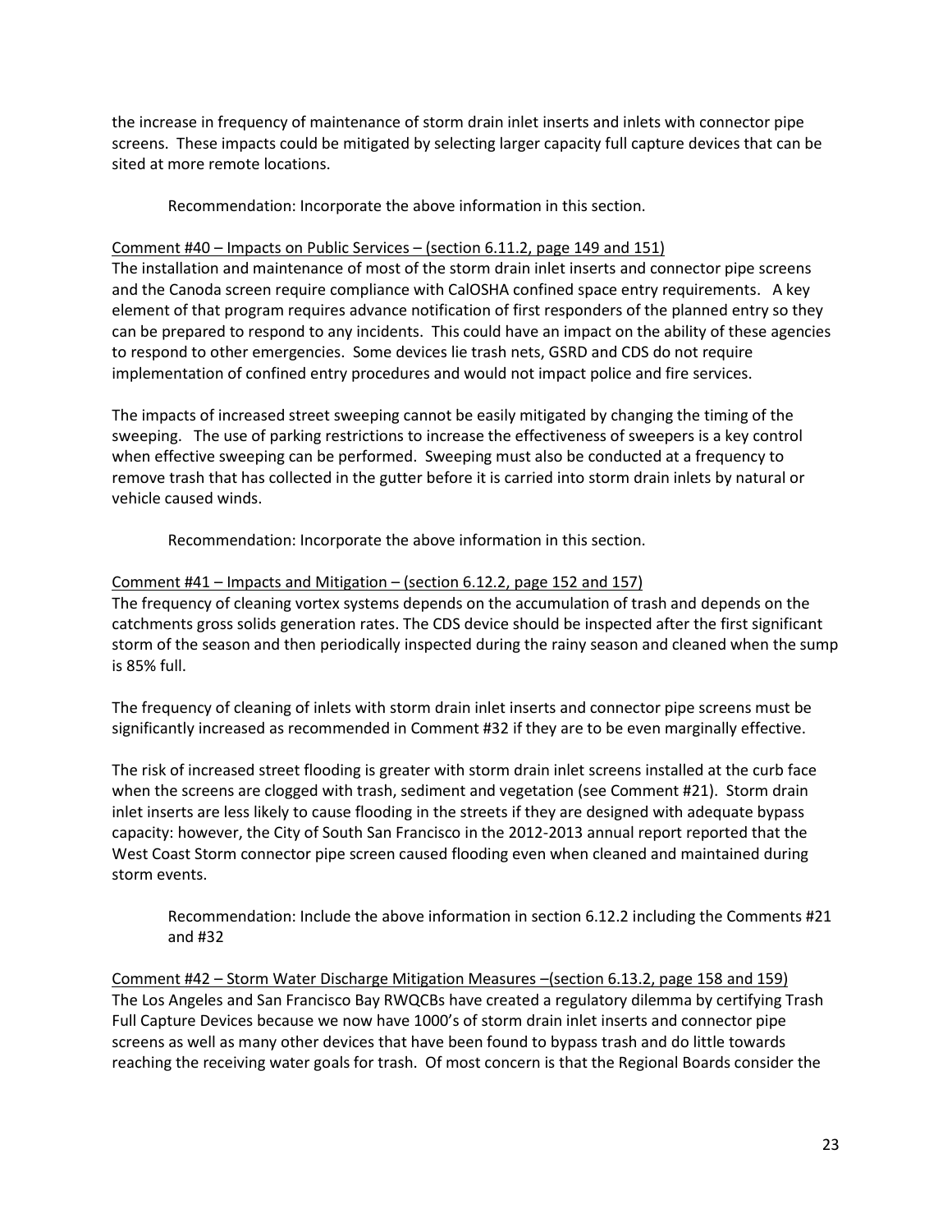the increase in frequency of maintenance of storm drain inlet inserts and inlets with connector pipe screens. These impacts could be mitigated by selecting larger capacity full capture devices that can be sited at more remote locations.

> Recommendation: Incorporate the above information in this section.

<u>Comment #40 – Impacts on Public Services – (section 6.11.2, page 149 and 151)</u>

The installation and maintenance of most of the storm drain inlet inserts and connector pipe screens and the Canoda screen require compliance with CalOSHA confined space entry requirements. A key element of that program requires advance notification of first responders of the planned entry so they can be prepared to respond to any incidents. This could have an impact on the ability of these agencies to respond to other emergencies. Some devices lie trash nets, GSRD and CDS do not require implementation of confined entry procedures and would not impact police and fire services.

The impacts of increased street sweeping cannot be easily mitigated by changing the timing of the sweeping. The use of parking restrictions to increase the effectiveness of sweepers is a key control when effective sweeping can be performed. Sweeping must also be conducted at a frequency to remove trash that has collected in the gutter before it is carried into storm drain inlets by natural or vehicle caused winds.

> Recommendation: Incorporate the above information in this section.

<u>Comment #41 – Impacts and Mitigation – (section 6.12.2, page 152 and 157)</u>

The frequency of cleaning vortex systems depends on the accumulation of trash and depends on the catchments gross solids generation rates. The CDS device should be inspected after the first significant storm of the season and then periodically inspected during the rainy season and cleaned when the sump is 85% full.

The frequency of cleaning of inlets with storm drain inlet inserts and connector pipe screens must be significantly increased as recommended in Comment #32 if they are to be even marginally effective.

The risk of increased street flooding is greater with storm drain inlet screens installed at the curb face when the screens are clogged with trash, sediment and vegetation (see Comment #21). Storm drain inlet inserts are less likely to cause flooding in the streets if they are designed with adequate bypass capacity: however, the City of South San Francisco in the 2012-2013 annual report reported that the West Coast Storm connector pipe screen caused flooding even when cleaned and maintained during storm events.

> Recommendation: Include the above information in section 6.12.2 including the Comments #21 and #32

<u>Comment #42 – Storm Water Discharge Mitigation Measures –(section 6.13.2, page 158 and 159)</u>

The Los Angeles and San Francisco Bay RWQCBs have created a regulatory dilemma by certifying Trash Full Capture Devices because we now have 1000's of storm drain inlet inserts and connector pipe screens as well as many other devices that have been found to bypass trash and do little towards reaching the receiving water goals for trash. Of most concern is that the Regional Boards consider the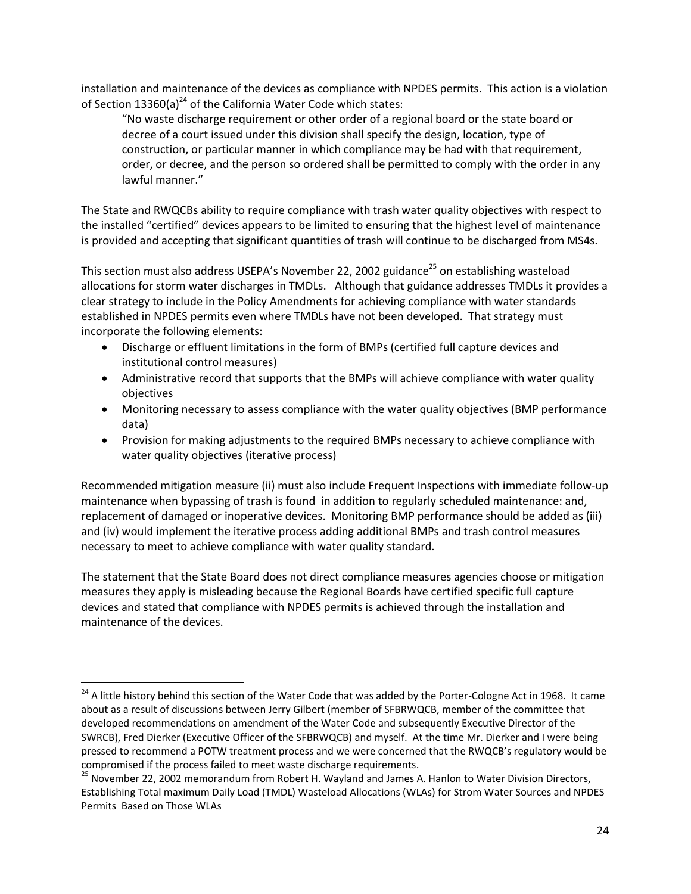installation and maintenance of the devices as compliance with NPDES permits. This action is a violation of Section 13360(a)[24] of the California Water Code which states:

> "No waste discharge requirement or other order of a regional board or the state board or decree of a court issued under this division shall specify the design, location, type of construction, or particular manner in which compliance may be had with that requirement, order, or decree, and the person so ordered shall be permitted to comply with the order in any lawful manner."

The State and RWQCBs ability to require compliance with trash water quality objectives with respect to the installed "certified" devices appears to be limited to ensuring that the highest level of maintenance is provided and accepting that significant quantities of trash will continue to be discharged from MS4s.

This section must also address USEPA's November 22, 2002 guidance[25] on establishing wasteload allocations for storm water discharges in TMDLs. Although that guidance addresses TMDLs it provides a clear strategy to include in the Policy Amendments for achieving compliance with water standards established in NPDES permits even where TMDLs have not been developed. That strategy must incorporate the following elements:

- Discharge or effluent limitations in the form of BMPs (certified full capture devices and institutional control measures)
- Administrative record that supports that the BMPs will achieve compliance with water quality objectives
- Monitoring necessary to assess compliance with the water quality objectives (BMP performance data)
- Provision for making adjustments to the required BMPs necessary to achieve compliance with water quality objectives (iterative process)

Recommended mitigation measure (ii) must also include Frequent Inspections with immediate follow-up maintenance when bypassing of trash is found in addition to regularly scheduled maintenance: and, replacement of damaged or inoperative devices. Monitoring BMP performance should be added as (iii) and (iv) would implement the iterative process adding additional BMPs and trash control measures necessary to meet to achieve compliance with water quality standard.

The statement that the State Board does not direct compliance measures agencies choose or mitigation measures they apply is misleading because the Regional Boards have certified specific full capture devices and stated that compliance with NPDES permits is achieved through the installation and maintenance of the devices.

---

[24] A little history behind this section of the Water Code that was added by the Porter-Cologne Act in 1968. It came about as a result of discussions between Jerry Gilbert (member of SFBRWQCB, member of the committee that developed recommendations on amendment of the Water Code and subsequently Executive Director of the SWRCB), Fred Dierker (Executive Officer of the SFBRWQCB) and myself. At the time Mr. Dierker and I were being pressed to recommend a POTW treatment process and we were concerned that the RWQCB's regulatory would be compromised if the process failed to meet waste discharge requirements.

[25] November 22, 2002 memorandum from Robert H. Wayland and James A. Hanlon to Water Division Directors, Establishing Total maximum Daily Load (TMDL) Wasteload Allocations (WLAs) for Strom Water Sources and NPDES Permits Based on Those WLAs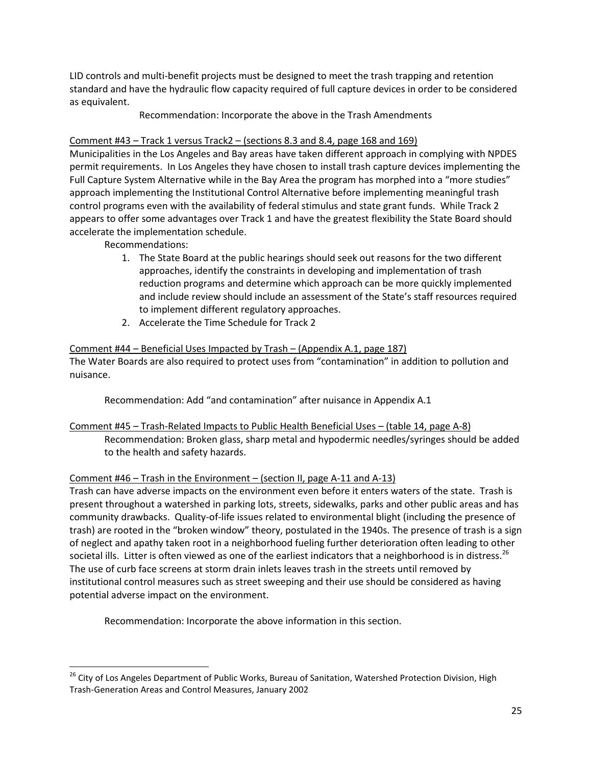LID controls and multi-benefit projects must be designed to meet the trash trapping and retention standard and have the hydraulic flow capacity required of full capture devices in order to be considered as equivalent.

Recommendation: Incorporate the above in the Trash Amendments

Comment #43 – Track 1 versus Track2 – (sections 8.3 and 8.4, page 168 and 169)

Municipalities in the Los Angeles and Bay areas have taken different approach in complying with NPDES permit requirements. In Los Angeles they have chosen to install trash capture devices implementing the Full Capture System Alternative while in the Bay Area the program has morphed into a "more studies" approach implementing the Institutional Control Alternative before implementing meaningful trash control programs even with the availability of federal stimulus and state grant funds. While Track 2 appears to offer some advantages over Track 1 and have the greatest flexibility the State Board should accelerate the implementation schedule.

Recommendations:

1. The State Board at the public hearings should seek out reasons for the two different approaches, identify the constraints in developing and implementation of trash reduction programs and determine which approach can be more quickly implemented and include review should include an assessment of the State's staff resources required to implement different regulatory approaches.
2. Accelerate the Time Schedule for Track 2

Comment #44 – Beneficial Uses Impacted by Trash – (Appendix A.1, page 187)

The Water Boards are also required to protect uses from "contamination" in addition to pollution and nuisance.

Recommendation: Add "and contamination" after nuisance in Appendix A.1

Comment #45 – Trash-Related Impacts to Public Health Beneficial Uses – (table 14, page A-8)

Recommendation: Broken glass, sharp metal and hypodermic needles/syringes should be added to the health and safety hazards.

Comment #46 – Trash in the Environment – (section II, page A-11 and A-13)

Trash can have adverse impacts on the environment even before it enters waters of the state. Trash is present throughout a watershed in parking lots, streets, sidewalks, parks and other public areas and has community drawbacks. Quality-of-life issues related to environmental blight (including the presence of trash) are rooted in the "broken window" theory, postulated in the 1940s. The presence of trash is a sign of neglect and apathy taken root in a neighborhood fueling further deterioration often leading to other societal ills. Litter is often viewed as one of the earliest indicators that a neighborhood is in distress.[26] The use of curb face screens at storm drain inlets leaves trash in the streets until removed by institutional control measures such as street sweeping and their use should be considered as having potential adverse impact on the environment.

Recommendation: Incorporate the above information in this section.

[26] City of Los Angeles Department of Public Works, Bureau of Sanitation, Watershed Protection Division, High Trash-Generation Areas and Control Measures, January 2002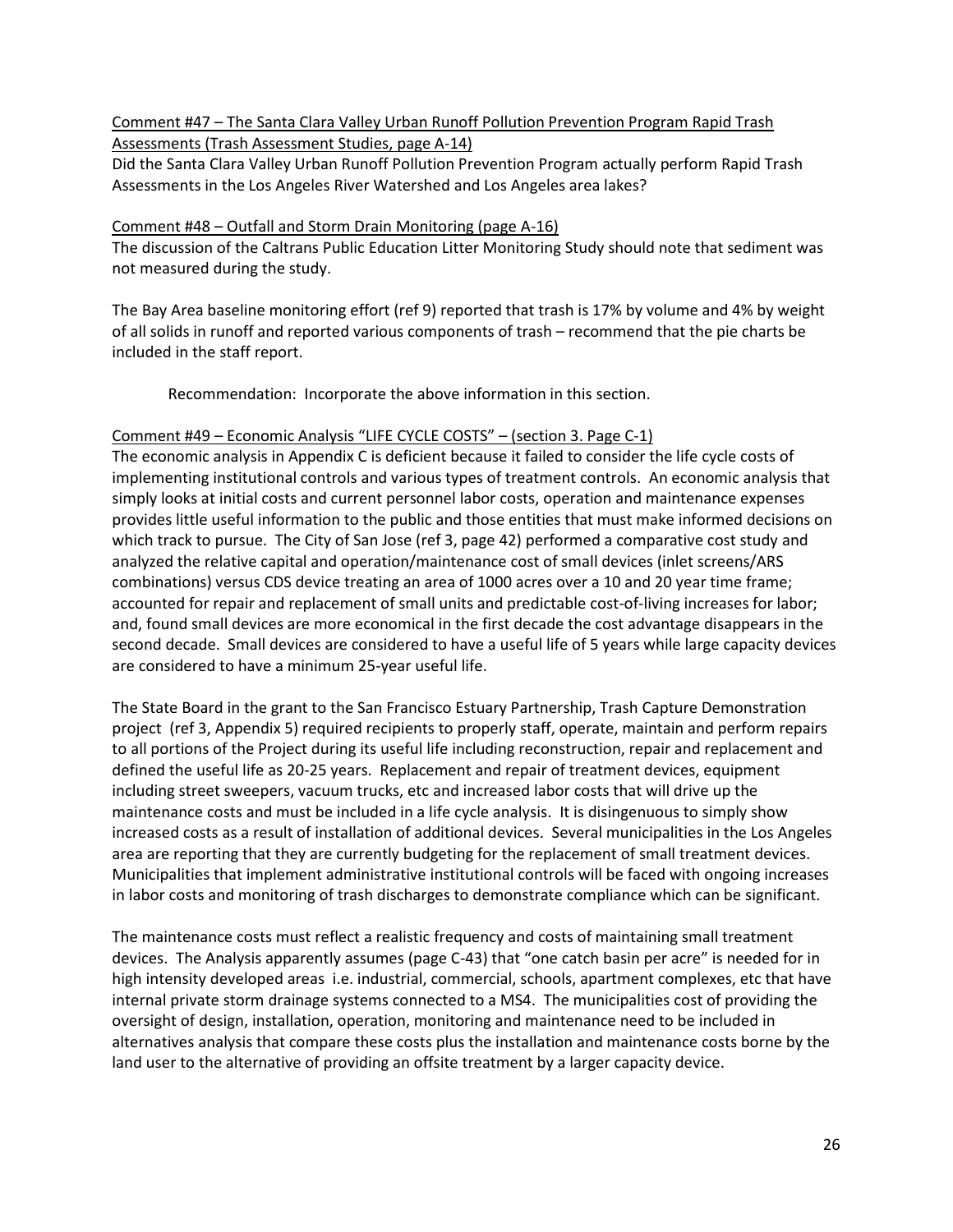Comment #47 – The Santa Clara Valley Urban Runoff Pollution Prevention Program Rapid Trash Assessments (Trash Assessment Studies, page A-14)

Did the Santa Clara Valley Urban Runoff Pollution Prevention Program actually perform Rapid Trash Assessments in the Los Angeles River Watershed and Los Angeles area lakes?

Comment #48 – Outfall and Storm Drain Monitoring (page A-16)

The discussion of the Caltrans Public Education Litter Monitoring Study should note that sediment was not measured during the study.

The Bay Area baseline monitoring effort (ref 9) reported that trash is 17% by volume and 4% by weight of all solids in runoff and reported various components of trash – recommend that the pie charts be included in the staff report.

Recommendation: Incorporate the above information in this section.

Comment #49 – Economic Analysis "LIFE CYCLE COSTS" – (section 3. Page C-1)

The economic analysis in Appendix C is deficient because it failed to consider the life cycle costs of implementing institutional controls and various types of treatment controls. An economic analysis that simply looks at initial costs and current personnel labor costs, operation and maintenance expenses provides little useful information to the public and those entities that must make informed decisions on which track to pursue. The City of San Jose (ref 3, page 42) performed a comparative cost study and analyzed the relative capital and operation/maintenance cost of small devices (inlet screens/ARS combinations) versus CDS device treating an area of 1000 acres over a 10 and 20 year time frame; accounted for repair and replacement of small units and predictable cost-of-living increases for labor; and, found small devices are more economical in the first decade the cost advantage disappears in the second decade. Small devices are considered to have a useful life of 5 years while large capacity devices are considered to have a minimum 25-year useful life.

The State Board in the grant to the San Francisco Estuary Partnership, Trash Capture Demonstration project (ref 3, Appendix 5) required recipients to properly staff, operate, maintain and perform repairs to all portions of the Project during its useful life including reconstruction, repair and replacement and defined the useful life as 20-25 years. Replacement and repair of treatment devices, equipment including street sweepers, vacuum trucks, etc and increased labor costs that will drive up the maintenance costs and must be included in a life cycle analysis. It is disingenuous to simply show increased costs as a result of installation of additional devices. Several municipalities in the Los Angeles area are reporting that they are currently budgeting for the replacement of small treatment devices. Municipalities that implement administrative institutional controls will be faced with ongoing increases in labor costs and monitoring of trash discharges to demonstrate compliance which can be significant.

The maintenance costs must reflect a realistic frequency and costs of maintaining small treatment devices. The Analysis apparently assumes (page C-43) that "one catch basin per acre" is needed for in high intensity developed areas i.e. industrial, commercial, schools, apartment complexes, etc that have internal private storm drainage systems connected to a MS4. The municipalities cost of providing the oversight of design, installation, operation, monitoring and maintenance need to be included in alternatives analysis that compare these costs plus the installation and maintenance costs borne by the land user to the alternative of providing an offsite treatment by a larger capacity device.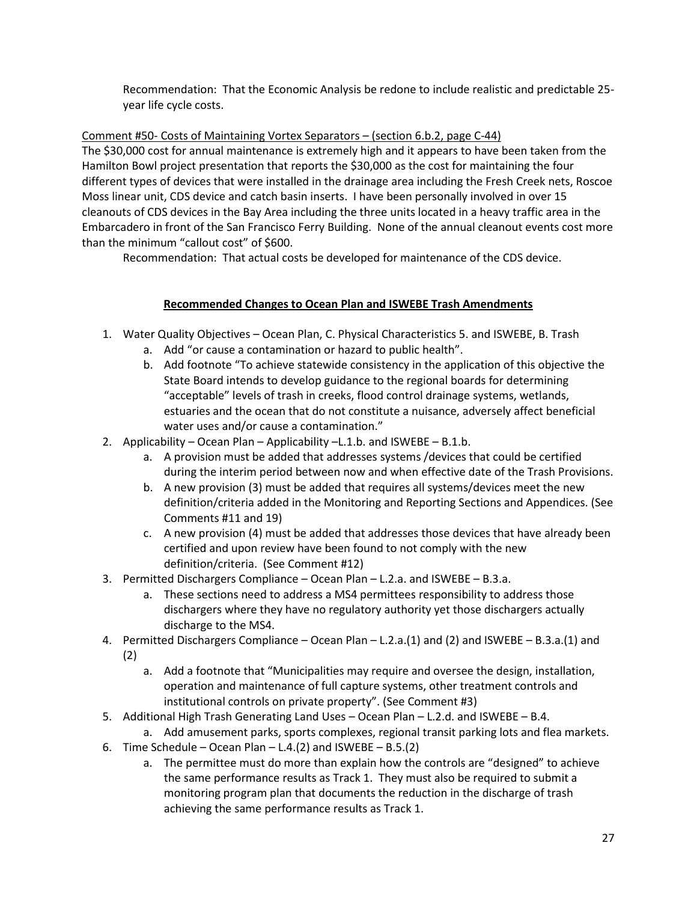Recommendation: That the Economic Analysis be redone to include realistic and predictable 25-year life cycle costs.

Comment #50- Costs of Maintaining Vortex Separators – (section 6.b.2, page C-44)

The $30,000 cost for annual maintenance is extremely high and it appears to have been taken from the Hamilton Bowl project presentation that reports the $30,000 as the cost for maintaining the four different types of devices that were installed in the drainage area including the Fresh Creek nets, Roscoe Moss linear unit, CDS device and catch basin inserts. I have been personally involved in over 15 cleanouts of CDS devices in the Bay Area including the three units located in a heavy traffic area in the Embarcadero in front of the San Francisco Ferry Building. None of the annual cleanout events cost more than the minimum "callout cost" of $600.

Recommendation: That actual costs be developed for maintenance of the CDS device.

## Recommended Changes to Ocean Plan and ISWEBE Trash Amendments

1. Water Quality Objectives – Ocean Plan, C. Physical Characteristics 5. and ISWEBE, B. Trash
    a. Add "or cause a contamination or hazard to public health".
    b. Add footnote "To achieve statewide consistency in the application of this objective the State Board intends to develop guidance to the regional boards for determining "acceptable" levels of trash in creeks, flood control drainage systems, wetlands, estuaries and the ocean that do not constitute a nuisance, adversely affect beneficial water uses and/or cause a contamination."
2. Applicability – Ocean Plan – Applicability –L.1.b. and ISWEBE – B.1.b.
    a. A provision must be added that addresses systems /devices that could be certified during the interim period between now and when effective date of the Trash Provisions.
    b. A new provision (3) must be added that requires all systems/devices meet the new definition/criteria added in the Monitoring and Reporting Sections and Appendices. (See Comments #11 and 19)
    c. A new provision (4) must be added that addresses those devices that have already been certified and upon review have been found to not comply with the new definition/criteria. (See Comment #12)
3. Permitted Dischargers Compliance – Ocean Plan – L.2.a. and ISWEBE – B.3.a.
    a. These sections need to address a MS4 permittees responsibility to address those dischargers where they have no regulatory authority yet those dischargers actually discharge to the MS4.
4. Permitted Dischargers Compliance – Ocean Plan – L.2.a.(1) and (2) and ISWEBE – B.3.a.(1) and (2)
    a. Add a footnote that "Municipalities may require and oversee the design, installation, operation and maintenance of full capture systems, other treatment controls and institutional controls on private property". (See Comment #3)
5. Additional High Trash Generating Land Uses – Ocean Plan – L.2.d. and ISWEBE – B.4.
    a. Add amusement parks, sports complexes, regional transit parking lots and flea markets.
6. Time Schedule – Ocean Plan – L.4.(2) and ISWEBE – B.5.(2)
    a. The permittee must do more than explain how the controls are "designed" to achieve the same performance results as Track 1. They must also be required to submit a monitoring program plan that documents the reduction in the discharge of trash achieving the same performance results as Track 1.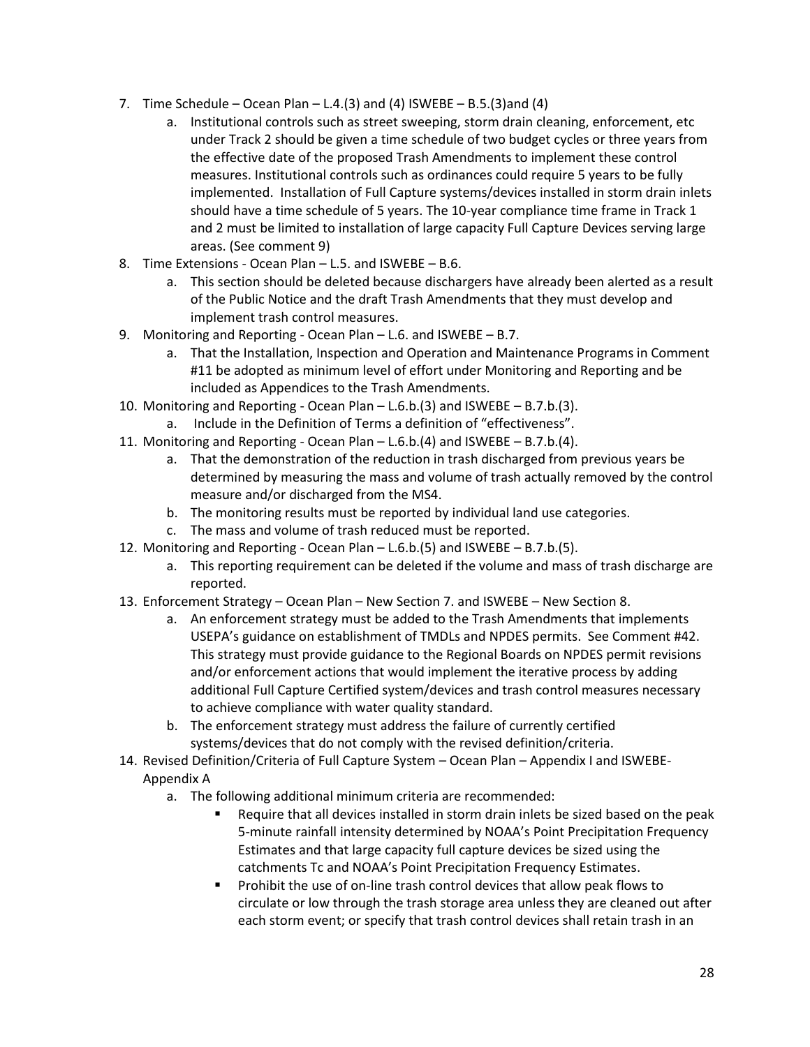7. Time Schedule – Ocean Plan – L.4.(3) and (4) ISWEBE – B.5.(3)and (4)
   a. Institutional controls such as street sweeping, storm drain cleaning, enforcement, etc under Track 2 should be given a time schedule of two budget cycles or three years from the effective date of the proposed Trash Amendments to implement these control measures. Institutional controls such as ordinances could require 5 years to be fully implemented. Installation of Full Capture systems/devices installed in storm drain inlets should have a time schedule of 5 years. The 10-year compliance time frame in Track 1 and 2 must be limited to installation of large capacity Full Capture Devices serving large areas. (See comment 9)
8. Time Extensions - Ocean Plan – L.5. and ISWEBE – B.6.
   a. This section should be deleted because dischargers have already been alerted as a result of the Public Notice and the draft Trash Amendments that they must develop and implement trash control measures.
9. Monitoring and Reporting - Ocean Plan – L.6. and ISWEBE – B.7.
   a. That the Installation, Inspection and Operation and Maintenance Programs in Comment #11 be adopted as minimum level of effort under Monitoring and Reporting and be included as Appendices to the Trash Amendments.
10. Monitoring and Reporting - Ocean Plan – L.6.b.(3) and ISWEBE – B.7.b.(3).
    a. Include in the Definition of Terms a definition of "effectiveness".
11. Monitoring and Reporting - Ocean Plan – L.6.b.(4) and ISWEBE – B.7.b.(4).
    a. That the demonstration of the reduction in trash discharged from previous years be determined by measuring the mass and volume of trash actually removed by the control measure and/or discharged from the MS4.
    b. The monitoring results must be reported by individual land use categories.
    c. The mass and volume of trash reduced must be reported.
12. Monitoring and Reporting - Ocean Plan – L.6.b.(5) and ISWEBE – B.7.b.(5).
    a. This reporting requirement can be deleted if the volume and mass of trash discharge are reported.
13. Enforcement Strategy – Ocean Plan – New Section 7. and ISWEBE – New Section 8.
    a. An enforcement strategy must be added to the Trash Amendments that implements USEPA's guidance on establishment of TMDLs and NPDES permits. See Comment #42. This strategy must provide guidance to the Regional Boards on NPDES permit revisions and/or enforcement actions that would implement the iterative process by adding additional Full Capture Certified system/devices and trash control measures necessary to achieve compliance with water quality standard.
    b. The enforcement strategy must address the failure of currently certified systems/devices that do not comply with the revised definition/criteria.
14. Revised Definition/Criteria of Full Capture System – Ocean Plan – Appendix I and ISWEBE-Appendix A
    a. The following additional minimum criteria are recommended:
       - Require that all devices installed in storm drain inlets be sized based on the peak 5-minute rainfall intensity determined by NOAA's Point Precipitation Frequency Estimates and that large capacity full capture devices be sized using the catchments Tc and NOAA's Point Precipitation Frequency Estimates.
       - Prohibit the use of on-line trash control devices that allow peak flows to circulate or low through the trash storage area unless they are cleaned out after each storm event; or specify that trash control devices shall retain trash in an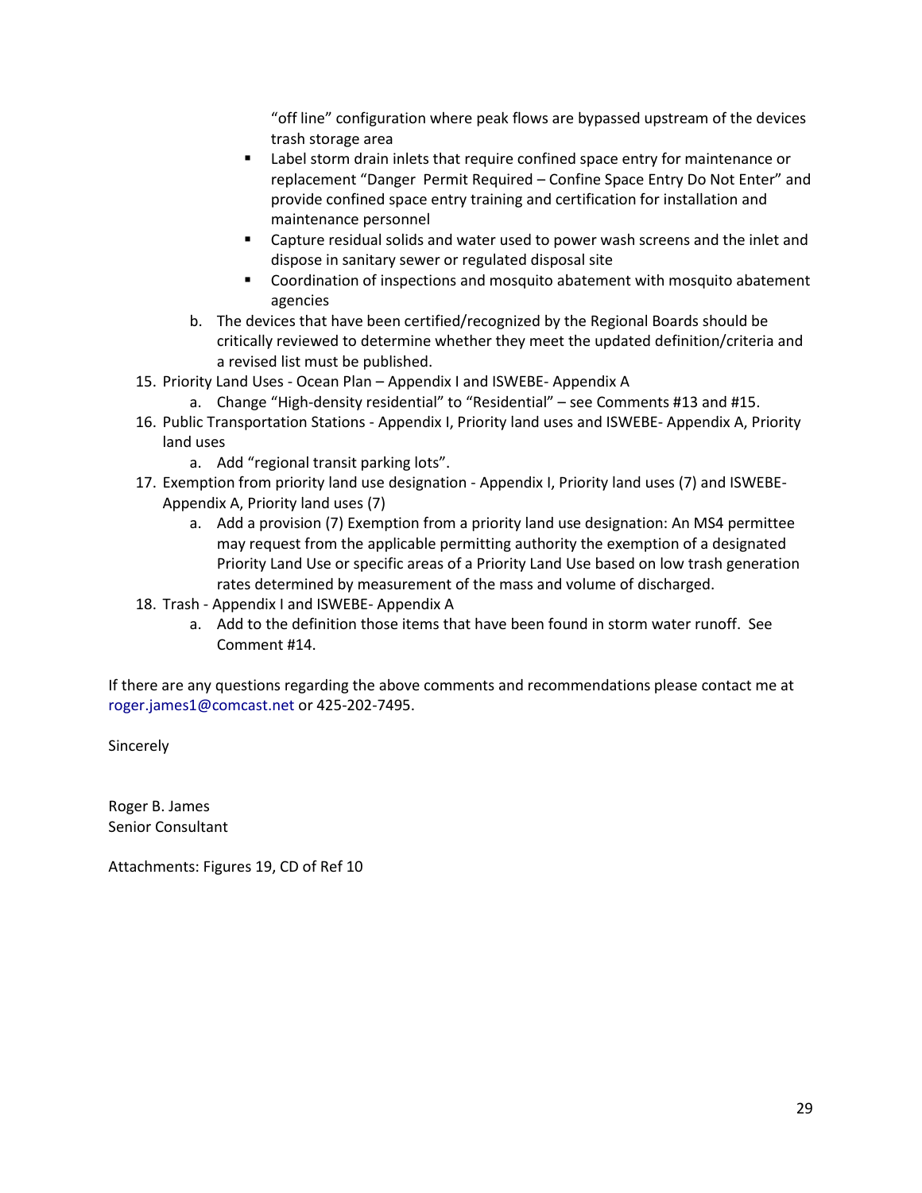"off line" configuration where peak flows are bypassed upstream of the devices trash storage area

- Label storm drain inlets that require confined space entry for maintenance or replacement "Danger  Permit Required – Confine Space Entry Do Not Enter" and provide confined space entry training and certification for installation and maintenance personnel
- Capture residual solids and water used to power wash screens and the inlet and dispose in sanitary sewer or regulated disposal site
- Coordination of inspections and mosquito abatement with mosquito abatement agencies

  b. The devices that have been certified/recognized by the Regional Boards should be critically reviewed to determine whether they meet the updated definition/criteria and a revised list must be published.

15. Priority Land Uses - Ocean Plan – Appendix I and ISWEBE- Appendix A
    a. Change "High-density residential" to "Residential" – see Comments #13 and #15.
16. Public Transportation Stations - Appendix I, Priority land uses and ISWEBE- Appendix A, Priority land uses
    a. Add "regional transit parking lots".
17. Exemption from priority land use designation - Appendix I, Priority land uses (7) and ISWEBE- Appendix A, Priority land uses (7)
    a. Add a provision (7) Exemption from a priority land use designation: An MS4 permittee may request from the applicable permitting authority the exemption of a designated Priority Land Use or specific areas of a Priority Land Use based on low trash generation rates determined by measurement of the mass and volume of discharged.
18. Trash - Appendix I and ISWEBE- Appendix A
    a. Add to the definition those items that have been found in storm water runoff. See Comment #14.

If there are any questions regarding the above comments and recommendations please contact me at roger.james1@comcast.net or 425-202-7495.

Sincerely

Roger B. James
Senior Consultant

Attachments: Figures 19, CD of Ref 10